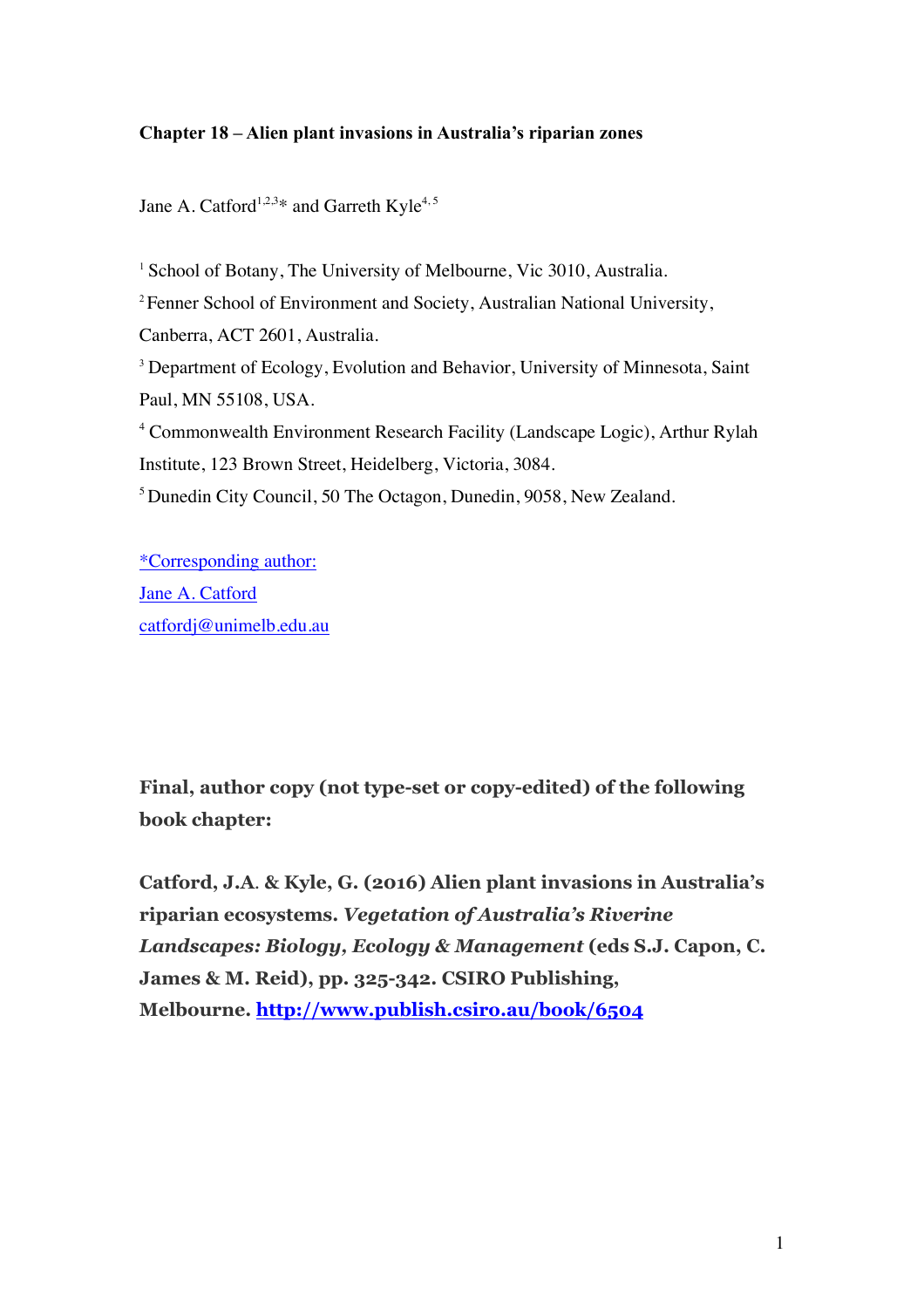**Chapter 18 – Alien plant invasions in Australia's riparian zones**

Jane A. Catford[1,2,3]* and Garreth Kyle[4, 5]

[1] School of Botany, The University of Melbourne, Vic 3010, Australia.

[2] Fenner School of Environment and Society, Australian National University, Canberra, ACT 2601, Australia.

[3] Department of Ecology, Evolution and Behavior, University of Minnesota, Saint Paul, MN 55108, USA.

[4] Commonwealth Environment Research Facility (Landscape Logic), Arthur Rylah Institute, 123 Brown Street, Heidelberg, Victoria, 3084.

[5] Dunedin City Council, 50 The Octagon, Dunedin, 9058, New Zealand.

*Corresponding author:
Jane A. Catford
catfordj@unimelb.edu.au

**Final, author copy (not type-set or copy-edited) of the following book chapter:**

**Catford, J.A. & Kyle, G. (2016) Alien plant invasions in Australia's riparian ecosystems. *Vegetation of Australia's Riverine Landscapes: Biology, Ecology & Management* (eds S.J. Capon, C. James & M. Reid), pp. 325-342. CSIRO Publishing, Melbourne. http://www.publish.csiro.au/book/6504**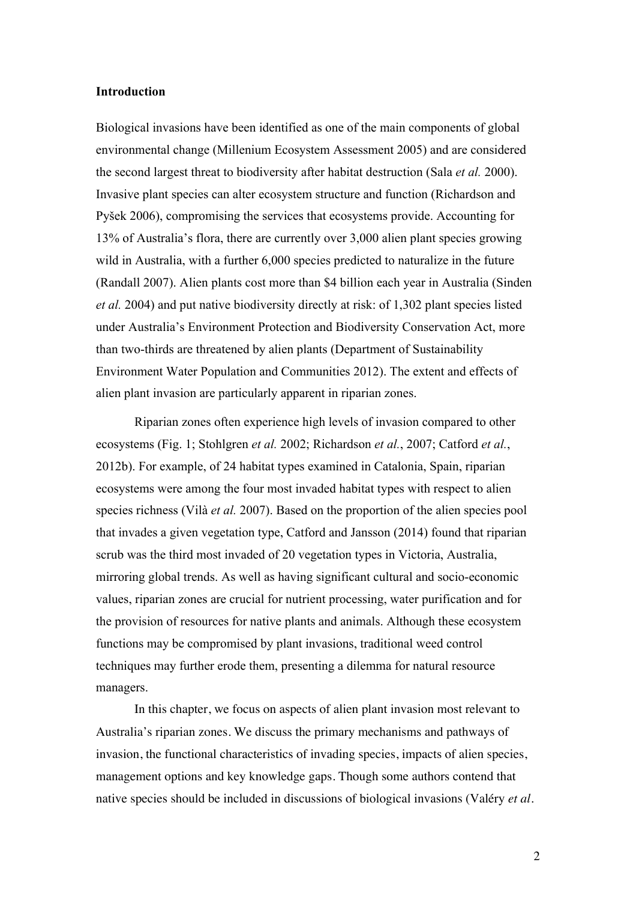**Introduction**

Biological invasions have been identified as one of the main components of global environmental change (Millenium Ecosystem Assessment 2005) and are considered the second largest threat to biodiversity after habitat destruction (Sala *et al.* 2000). Invasive plant species can alter ecosystem structure and function (Richardson and Pyšek 2006), compromising the services that ecosystems provide. Accounting for 13% of Australia's flora, there are currently over 3,000 alien plant species growing wild in Australia, with a further 6,000 species predicted to naturalize in the future (Randall 2007). Alien plants cost more than $4 billion each year in Australia (Sinden *et al.* 2004) and put native biodiversity directly at risk: of 1,302 plant species listed under Australia's Environment Protection and Biodiversity Conservation Act, more than two-thirds are threatened by alien plants (Department of Sustainability Environment Water Population and Communities 2012). The extent and effects of alien plant invasion are particularly apparent in riparian zones.

Riparian zones often experience high levels of invasion compared to other ecosystems (Fig. 1; Stohlgren *et al.* 2002; Richardson *et al.*, 2007; Catford *et al.*, 2012b). For example, of 24 habitat types examined in Catalonia, Spain, riparian ecosystems were among the four most invaded habitat types with respect to alien species richness (Vilà *et al.* 2007). Based on the proportion of the alien species pool that invades a given vegetation type, Catford and Jansson (2014) found that riparian scrub was the third most invaded of 20 vegetation types in Victoria, Australia, mirroring global trends. As well as having significant cultural and socio-economic values, riparian zones are crucial for nutrient processing, water purification and for the provision of resources for native plants and animals. Although these ecosystem functions may be compromised by plant invasions, traditional weed control techniques may further erode them, presenting a dilemma for natural resource managers.

In this chapter, we focus on aspects of alien plant invasion most relevant to Australia's riparian zones. We discuss the primary mechanisms and pathways of invasion, the functional characteristics of invading species, impacts of alien species, management options and key knowledge gaps. Though some authors contend that native species should be included in discussions of biological invasions (Valéry *et al.*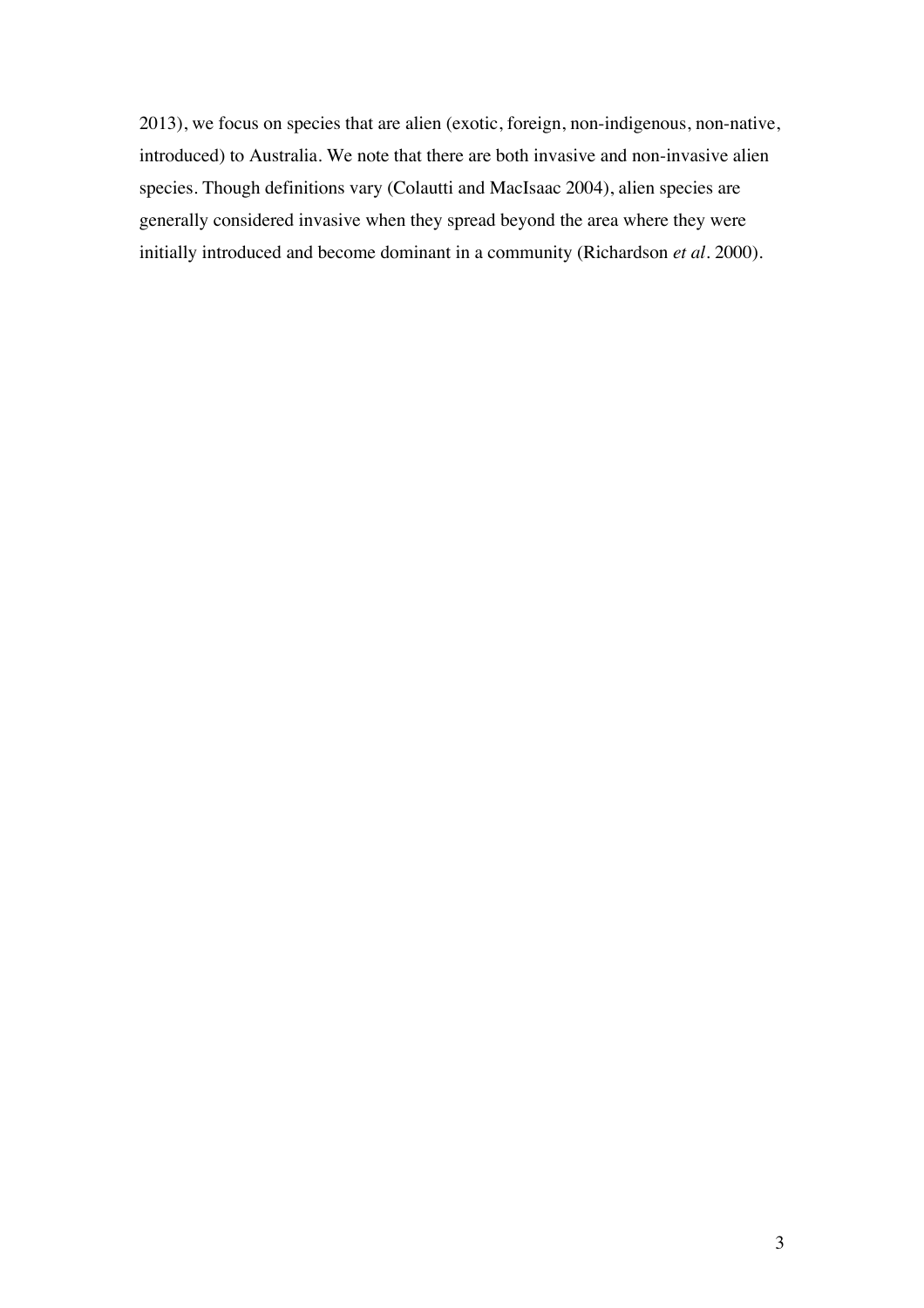2013), we focus on species that are alien (exotic, foreign, non-indigenous, non-native, introduced) to Australia. We note that there are both invasive and non-invasive alien species. Though definitions vary (Colautti and MacIsaac 2004), alien species are generally considered invasive when they spread beyond the area where they were initially introduced and become dominant in a community (Richardson *et al*. 2000).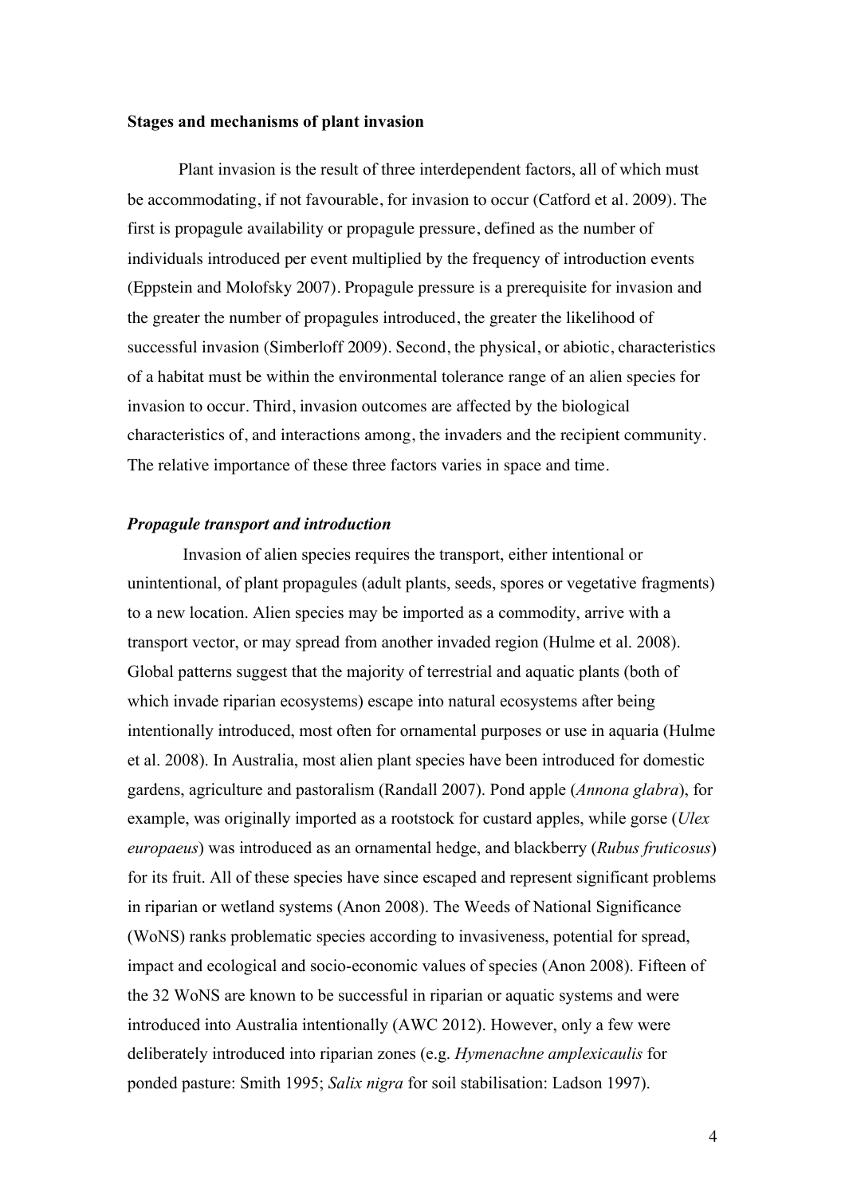**Stages and mechanisms of plant invasion**

Plant invasion is the result of three interdependent factors, all of which must be accommodating, if not favourable, for invasion to occur (Catford et al. 2009). The first is propagule availability or propagule pressure, defined as the number of individuals introduced per event multiplied by the frequency of introduction events (Eppstein and Molofsky 2007). Propagule pressure is a prerequisite for invasion and the greater the number of propagules introduced, the greater the likelihood of successful invasion (Simberloff 2009). Second, the physical, or abiotic, characteristics of a habitat must be within the environmental tolerance range of an alien species for invasion to occur. Third, invasion outcomes are affected by the biological characteristics of, and interactions among, the invaders and the recipient community. The relative importance of these three factors varies in space and time.

***Propagule transport and introduction***

Invasion of alien species requires the transport, either intentional or unintentional, of plant propagules (adult plants, seeds, spores or vegetative fragments) to a new location. Alien species may be imported as a commodity, arrive with a transport vector, or may spread from another invaded region (Hulme et al. 2008). Global patterns suggest that the majority of terrestrial and aquatic plants (both of which invade riparian ecosystems) escape into natural ecosystems after being intentionally introduced, most often for ornamental purposes or use in aquaria (Hulme et al. 2008). In Australia, most alien plant species have been introduced for domestic gardens, agriculture and pastoralism (Randall 2007). Pond apple (*Annona glabra*), for example, was originally imported as a rootstock for custard apples, while gorse (*Ulex europaeus*) was introduced as an ornamental hedge, and blackberry (*Rubus fruticosus*) for its fruit. All of these species have since escaped and represent significant problems in riparian or wetland systems (Anon 2008). The Weeds of National Significance (WoNS) ranks problematic species according to invasiveness, potential for spread, impact and ecological and socio-economic values of species (Anon 2008). Fifteen of the 32 WoNS are known to be successful in riparian or aquatic systems and were introduced into Australia intentionally (AWC 2012). However, only a few were deliberately introduced into riparian zones (e.g. *Hymenachne amplexicaulis* for ponded pasture: Smith 1995; *Salix nigra* for soil stabilisation: Ladson 1997).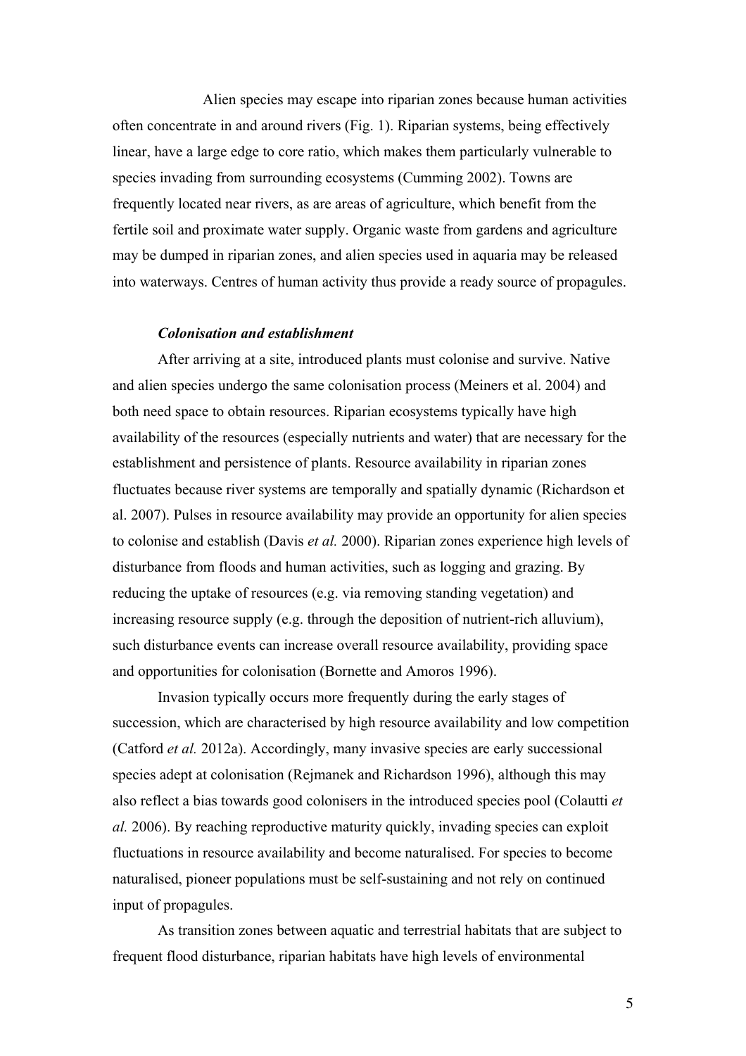Alien species may escape into riparian zones because human activities often concentrate in and around rivers (Fig. 1). Riparian systems, being effectively linear, have a large edge to core ratio, which makes them particularly vulnerable to species invading from surrounding ecosystems (Cumming 2002). Towns are frequently located near rivers, as are areas of agriculture, which benefit from the fertile soil and proximate water supply. Organic waste from gardens and agriculture may be dumped in riparian zones, and alien species used in aquaria may be released into waterways. Centres of human activity thus provide a ready source of propagules.

### *Colonisation and establishment*

After arriving at a site, introduced plants must colonise and survive. Native and alien species undergo the same colonisation process (Meiners et al. 2004) and both need space to obtain resources. Riparian ecosystems typically have high availability of the resources (especially nutrients and water) that are necessary for the establishment and persistence of plants. Resource availability in riparian zones fluctuates because river systems are temporally and spatially dynamic (Richardson et al. 2007). Pulses in resource availability may provide an opportunity for alien species to colonise and establish (Davis *et al.* 2000). Riparian zones experience high levels of disturbance from floods and human activities, such as logging and grazing. By reducing the uptake of resources (e.g. via removing standing vegetation) and increasing resource supply (e.g. through the deposition of nutrient-rich alluvium), such disturbance events can increase overall resource availability, providing space and opportunities for colonisation (Bornette and Amoros 1996).

Invasion typically occurs more frequently during the early stages of succession, which are characterised by high resource availability and low competition (Catford *et al.* 2012a). Accordingly, many invasive species are early successional species adept at colonisation (Rejmanek and Richardson 1996), although this may also reflect a bias towards good colonisers in the introduced species pool (Colautti *et al.* 2006). By reaching reproductive maturity quickly, invading species can exploit fluctuations in resource availability and become naturalised. For species to become naturalised, pioneer populations must be self-sustaining and not rely on continued input of propagules.

As transition zones between aquatic and terrestrial habitats that are subject to frequent flood disturbance, riparian habitats have high levels of environmental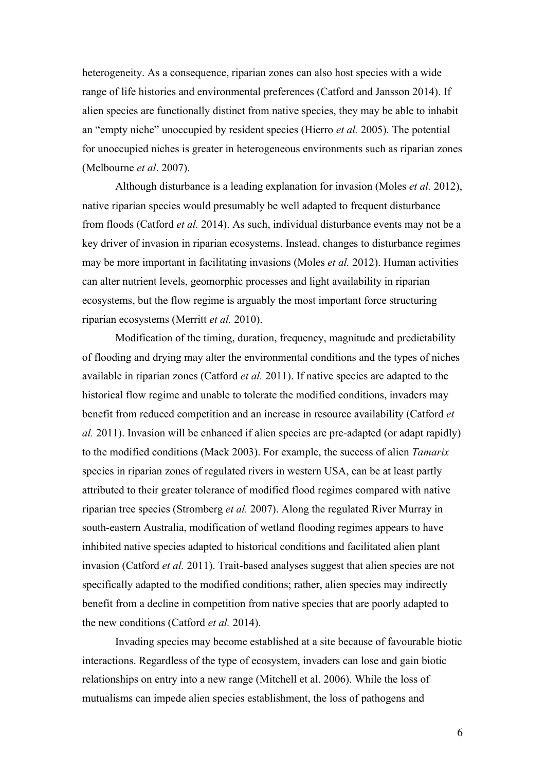heterogeneity. As a consequence, riparian zones can also host species with a wide range of life histories and environmental preferences (Catford and Jansson 2014). If alien species are functionally distinct from native species, they may be able to inhabit an "empty niche" unoccupied by resident species (Hierro *et al.* 2005). The potential for unoccupied niches is greater in heterogeneous environments such as riparian zones (Melbourne *et al*. 2007).

Although disturbance is a leading explanation for invasion (Moles *et al.* 2012), native riparian species would presumably be well adapted to frequent disturbance from floods (Catford *et al.* 2014). As such, individual disturbance events may not be a key driver of invasion in riparian ecosystems. Instead, changes to disturbance regimes may be more important in facilitating invasions (Moles *et al.* 2012). Human activities can alter nutrient levels, geomorphic processes and light availability in riparian ecosystems, but the flow regime is arguably the most important force structuring riparian ecosystems (Merritt *et al.* 2010).

Modification of the timing, duration, frequency, magnitude and predictability of flooding and drying may alter the environmental conditions and the types of niches available in riparian zones (Catford *et al.* 2011). If native species are adapted to the historical flow regime and unable to tolerate the modified conditions, invaders may benefit from reduced competition and an increase in resource availability (Catford *et al.* 2011). Invasion will be enhanced if alien species are pre-adapted (or adapt rapidly) to the modified conditions (Mack 2003). For example, the success of alien *Tamarix* species in riparian zones of regulated rivers in western USA, can be at least partly attributed to their greater tolerance of modified flood regimes compared with native riparian tree species (Stromberg *et al.* 2007). Along the regulated River Murray in south-eastern Australia, modification of wetland flooding regimes appears to have inhibited native species adapted to historical conditions and facilitated alien plant invasion (Catford *et al.* 2011). Trait-based analyses suggest that alien species are not specifically adapted to the modified conditions; rather, alien species may indirectly benefit from a decline in competition from native species that are poorly adapted to the new conditions (Catford *et al.* 2014).

Invading species may become established at a site because of favourable biotic interactions. Regardless of the type of ecosystem, invaders can lose and gain biotic relationships on entry into a new range (Mitchell et al. 2006). While the loss of mutualisms can impede alien species establishment, the loss of pathogens and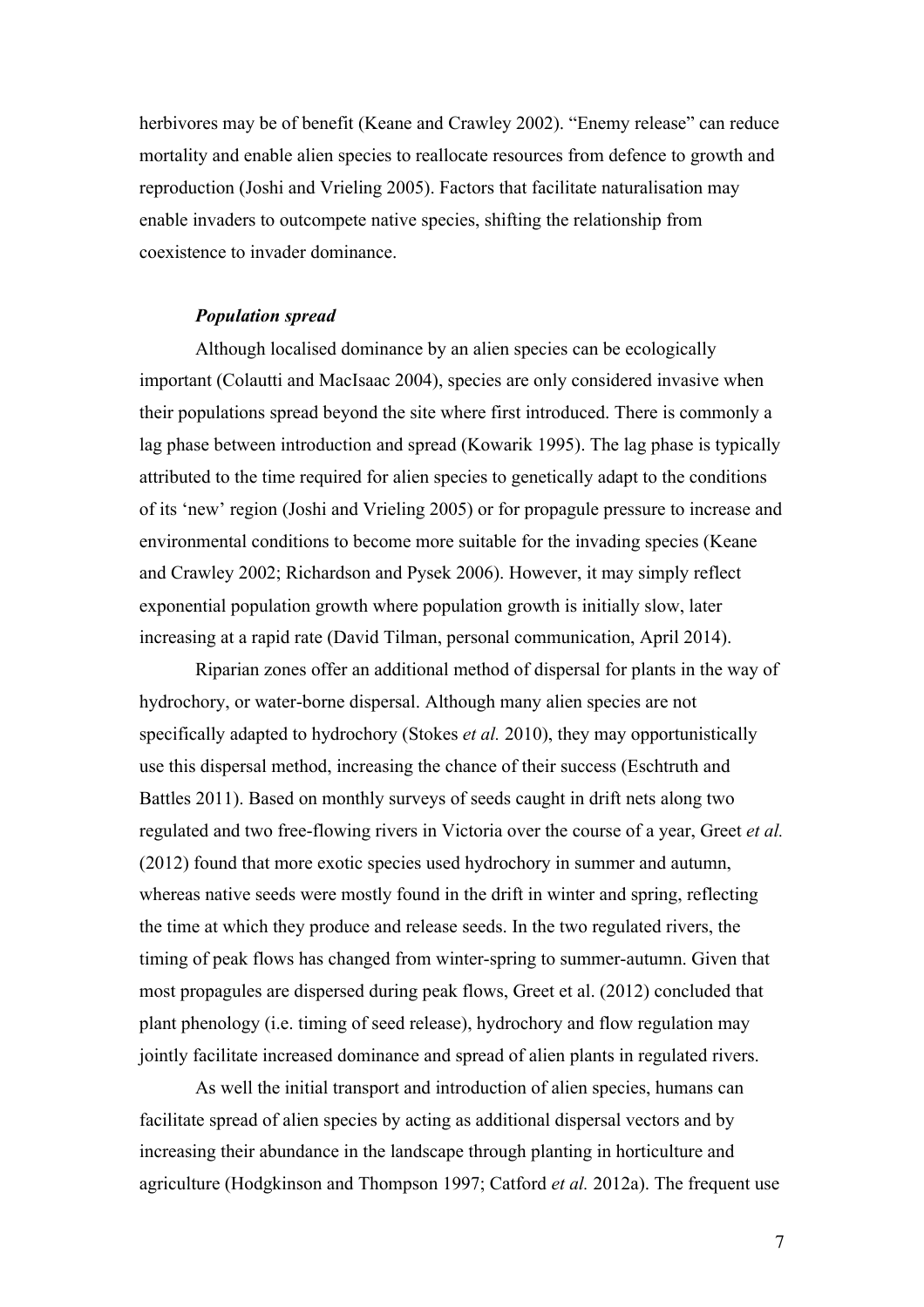herbivores may be of benefit (Keane and Crawley 2002). "Enemy release" can reduce mortality and enable alien species to reallocate resources from defence to growth and reproduction (Joshi and Vrieling 2005). Factors that facilitate naturalisation may enable invaders to outcompete native species, shifting the relationship from coexistence to invader dominance.

### *Population spread*

Although localised dominance by an alien species can be ecologically important (Colautti and MacIsaac 2004), species are only considered invasive when their populations spread beyond the site where first introduced. There is commonly a lag phase between introduction and spread (Kowarik 1995). The lag phase is typically attributed to the time required for alien species to genetically adapt to the conditions of its 'new' region (Joshi and Vrieling 2005) or for propagule pressure to increase and environmental conditions to become more suitable for the invading species (Keane and Crawley 2002; Richardson and Pysek 2006). However, it may simply reflect exponential population growth where population growth is initially slow, later increasing at a rapid rate (David Tilman, personal communication, April 2014).

Riparian zones offer an additional method of dispersal for plants in the way of hydrochory, or water-borne dispersal. Although many alien species are not specifically adapted to hydrochory (Stokes *et al.* 2010), they may opportunistically use this dispersal method, increasing the chance of their success (Eschtruth and Battles 2011). Based on monthly surveys of seeds caught in drift nets along two regulated and two free-flowing rivers in Victoria over the course of a year, Greet *et al.* (2012) found that more exotic species used hydrochory in summer and autumn, whereas native seeds were mostly found in the drift in winter and spring, reflecting the time at which they produce and release seeds. In the two regulated rivers, the timing of peak flows has changed from winter-spring to summer-autumn. Given that most propagules are dispersed during peak flows, Greet et al. (2012) concluded that plant phenology (i.e. timing of seed release), hydrochory and flow regulation may jointly facilitate increased dominance and spread of alien plants in regulated rivers.

As well the initial transport and introduction of alien species, humans can facilitate spread of alien species by acting as additional dispersal vectors and by increasing their abundance in the landscape through planting in horticulture and agriculture (Hodgkinson and Thompson 1997; Catford *et al.* 2012a). The frequent use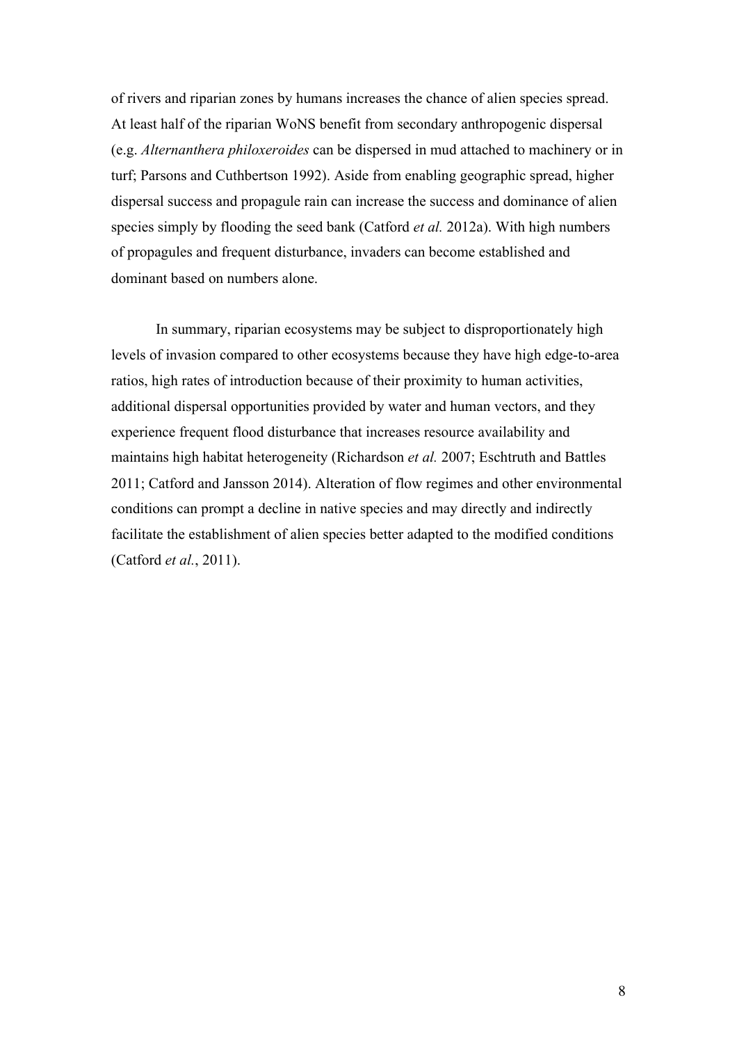of rivers and riparian zones by humans increases the chance of alien species spread. At least half of the riparian WoNS benefit from secondary anthropogenic dispersal (e.g. *Alternanthera philoxeroides* can be dispersed in mud attached to machinery or in turf; Parsons and Cuthbertson 1992). Aside from enabling geographic spread, higher dispersal success and propagule rain can increase the success and dominance of alien species simply by flooding the seed bank (Catford *et al.* 2012a). With high numbers of propagules and frequent disturbance, invaders can become established and dominant based on numbers alone.

In summary, riparian ecosystems may be subject to disproportionately high levels of invasion compared to other ecosystems because they have high edge-to-area ratios, high rates of introduction because of their proximity to human activities, additional dispersal opportunities provided by water and human vectors, and they experience frequent flood disturbance that increases resource availability and maintains high habitat heterogeneity (Richardson *et al.* 2007; Eschtruth and Battles 2011; Catford and Jansson 2014). Alteration of flow regimes and other environmental conditions can prompt a decline in native species and may directly and indirectly facilitate the establishment of alien species better adapted to the modified conditions (Catford *et al.*, 2011).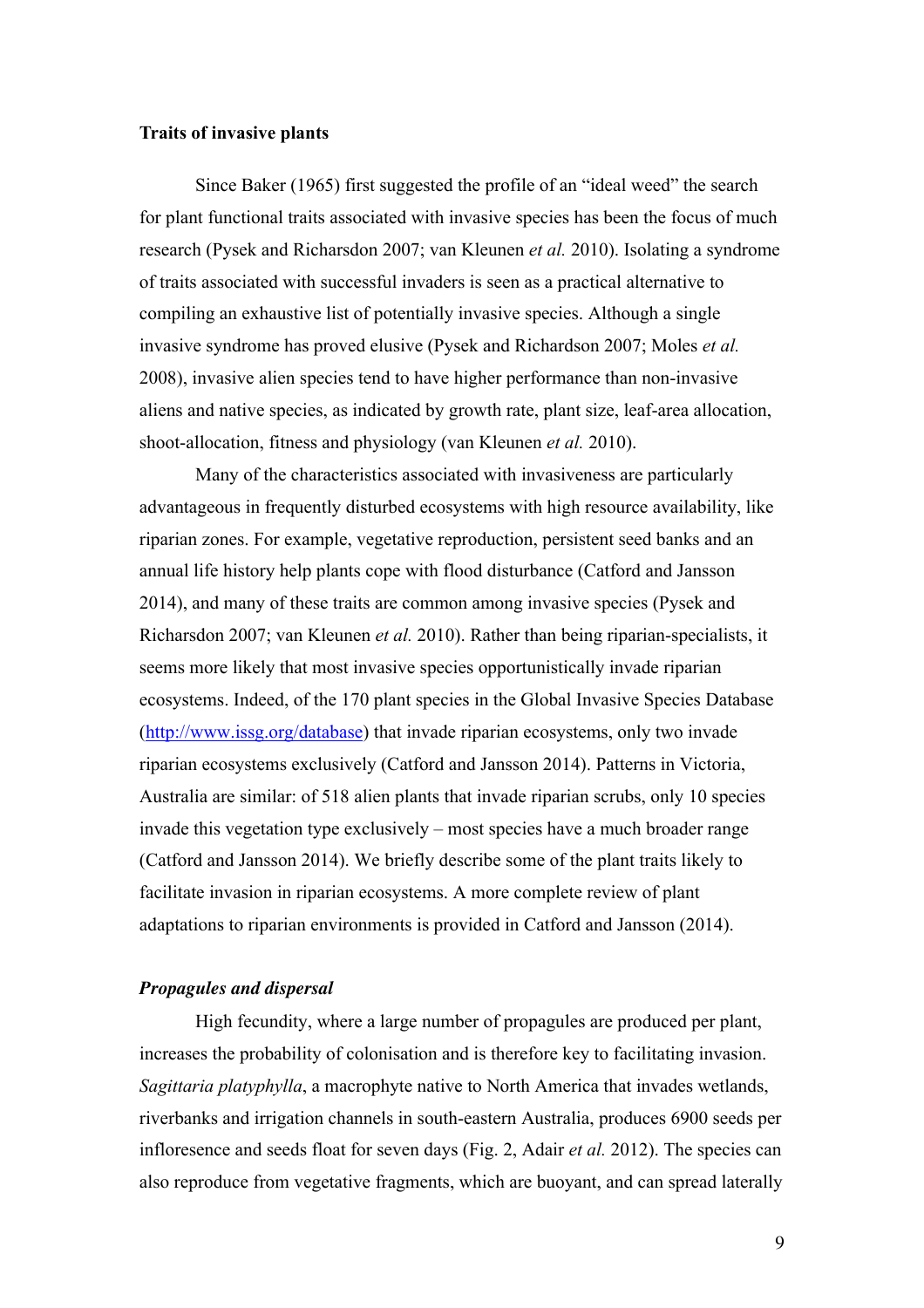**Traits of invasive plants**

Since Baker (1965) first suggested the profile of an "ideal weed" the search for plant functional traits associated with invasive species has been the focus of much research (Pysek and Richarsdon 2007; van Kleunen *et al.* 2010). Isolating a syndrome of traits associated with successful invaders is seen as a practical alternative to compiling an exhaustive list of potentially invasive species. Although a single invasive syndrome has proved elusive (Pysek and Richardson 2007; Moles *et al.* 2008), invasive alien species tend to have higher performance than non-invasive aliens and native species, as indicated by growth rate, plant size, leaf-area allocation, shoot-allocation, fitness and physiology (van Kleunen *et al.* 2010).

Many of the characteristics associated with invasiveness are particularly advantageous in frequently disturbed ecosystems with high resource availability, like riparian zones. For example, vegetative reproduction, persistent seed banks and an annual life history help plants cope with flood disturbance (Catford and Jansson 2014), and many of these traits are common among invasive species (Pysek and Richarsdon 2007; van Kleunen *et al.* 2010). Rather than being riparian-specialists, it seems more likely that most invasive species opportunistically invade riparian ecosystems. Indeed, of the 170 plant species in the Global Invasive Species Database (http://www.issg.org/database) that invade riparian ecosystems, only two invade riparian ecosystems exclusively (Catford and Jansson 2014). Patterns in Victoria, Australia are similar: of 518 alien plants that invade riparian scrubs, only 10 species invade this vegetation type exclusively – most species have a much broader range (Catford and Jansson 2014). We briefly describe some of the plant traits likely to facilitate invasion in riparian ecosystems. A more complete review of plant adaptations to riparian environments is provided in Catford and Jansson (2014).

***Propagules and dispersal***

High fecundity, where a large number of propagules are produced per plant, increases the probability of colonisation and is therefore key to facilitating invasion. *Sagittaria platyphylla*, a macrophyte native to North America that invades wetlands, riverbanks and irrigation channels in south-eastern Australia, produces 6900 seeds per infloresence and seeds float for seven days (Fig. 2, Adair *et al.* 2012). The species can also reproduce from vegetative fragments, which are buoyant, and can spread laterally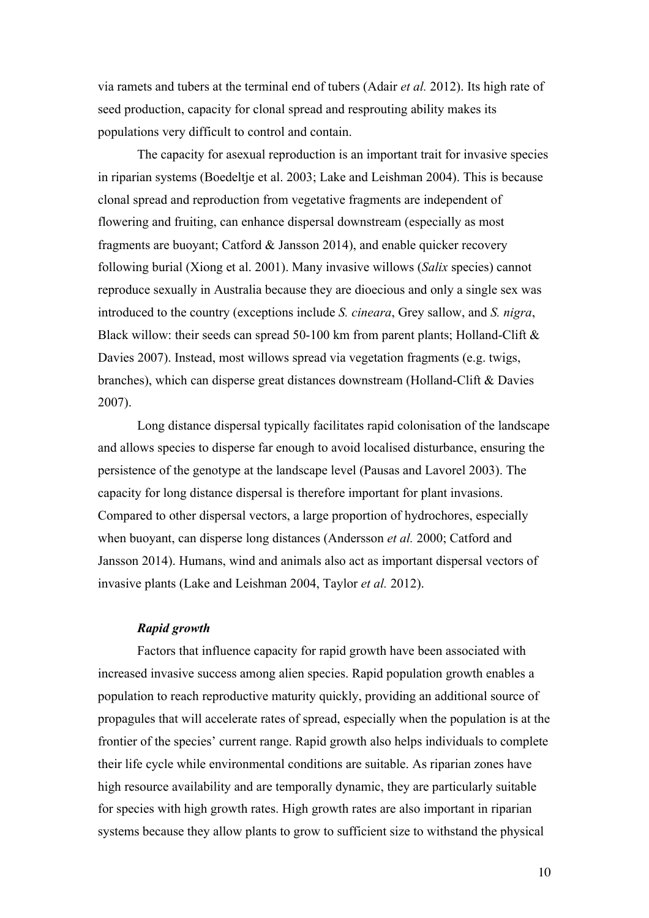via ramets and tubers at the terminal end of tubers (Adair *et al.* 2012). Its high rate of seed production, capacity for clonal spread and resprouting ability makes its populations very difficult to control and contain.

The capacity for asexual reproduction is an important trait for invasive species in riparian systems (Boedeltje et al. 2003; Lake and Leishman 2004). This is because clonal spread and reproduction from vegetative fragments are independent of flowering and fruiting, can enhance dispersal downstream (especially as most fragments are buoyant; Catford & Jansson 2014), and enable quicker recovery following burial (Xiong et al. 2001). Many invasive willows (*Salix* species) cannot reproduce sexually in Australia because they are dioecious and only a single sex was introduced to the country (exceptions include *S. cineara*, Grey sallow, and *S. nigra*, Black willow: their seeds can spread 50-100 km from parent plants; Holland-Clift & Davies 2007). Instead, most willows spread via vegetation fragments (e.g. twigs, branches), which can disperse great distances downstream (Holland-Clift & Davies 2007).

Long distance dispersal typically facilitates rapid colonisation of the landscape and allows species to disperse far enough to avoid localised disturbance, ensuring the persistence of the genotype at the landscape level (Pausas and Lavorel 2003). The capacity for long distance dispersal is therefore important for plant invasions. Compared to other dispersal vectors, a large proportion of hydrochores, especially when buoyant, can disperse long distances (Andersson *et al.* 2000; Catford and Jansson 2014). Humans, wind and animals also act as important dispersal vectors of invasive plants (Lake and Leishman 2004, Taylor *et al.* 2012).

***Rapid growth***

Factors that influence capacity for rapid growth have been associated with increased invasive success among alien species. Rapid population growth enables a population to reach reproductive maturity quickly, providing an additional source of propagules that will accelerate rates of spread, especially when the population is at the frontier of the species' current range. Rapid growth also helps individuals to complete their life cycle while environmental conditions are suitable. As riparian zones have high resource availability and are temporally dynamic, they are particularly suitable for species with high growth rates. High growth rates are also important in riparian systems because they allow plants to grow to sufficient size to withstand the physical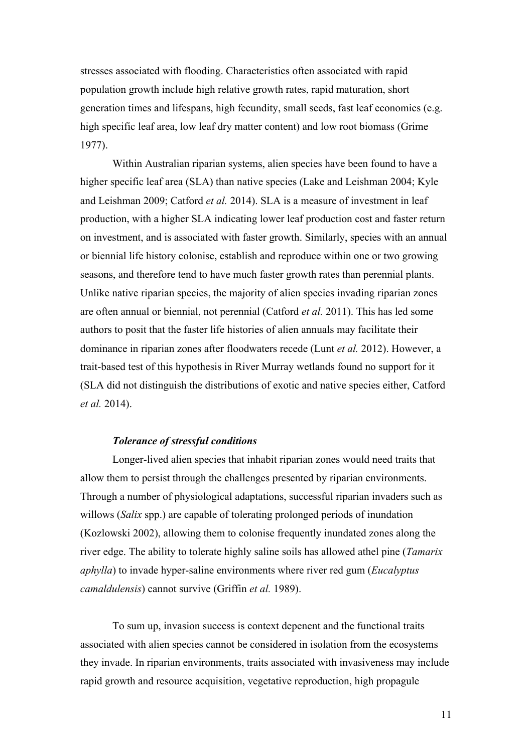stresses associated with flooding. Characteristics often associated with rapid population growth include high relative growth rates, rapid maturation, short generation times and lifespans, high fecundity, small seeds, fast leaf economics (e.g. high specific leaf area, low leaf dry matter content) and low root biomass (Grime 1977).

Within Australian riparian systems, alien species have been found to have a higher specific leaf area (SLA) than native species (Lake and Leishman 2004; Kyle and Leishman 2009; Catford *et al.* 2014). SLA is a measure of investment in leaf production, with a higher SLA indicating lower leaf production cost and faster return on investment, and is associated with faster growth. Similarly, species with an annual or biennial life history colonise, establish and reproduce within one or two growing seasons, and therefore tend to have much faster growth rates than perennial plants. Unlike native riparian species, the majority of alien species invading riparian zones are often annual or biennial, not perennial (Catford *et al.* 2011). This has led some authors to posit that the faster life histories of alien annuals may facilitate their dominance in riparian zones after floodwaters recede (Lunt *et al.* 2012). However, a trait-based test of this hypothesis in River Murray wetlands found no support for it (SLA did not distinguish the distributions of exotic and native species either, Catford *et al.* 2014).

***Tolerance of stressful conditions***

Longer-lived alien species that inhabit riparian zones would need traits that allow them to persist through the challenges presented by riparian environments. Through a number of physiological adaptations, successful riparian invaders such as willows (*Salix* spp.) are capable of tolerating prolonged periods of inundation (Kozlowski 2002), allowing them to colonise frequently inundated zones along the river edge. The ability to tolerate highly saline soils has allowed athel pine (*Tamarix aphylla*) to invade hyper-saline environments where river red gum (*Eucalyptus camaldulensis*) cannot survive (Griffin *et al.* 1989).

To sum up, invasion success is context depenent and the functional traits associated with alien species cannot be considered in isolation from the ecosystems they invade. In riparian environments, traits associated with invasiveness may include rapid growth and resource acquisition, vegetative reproduction, high propagule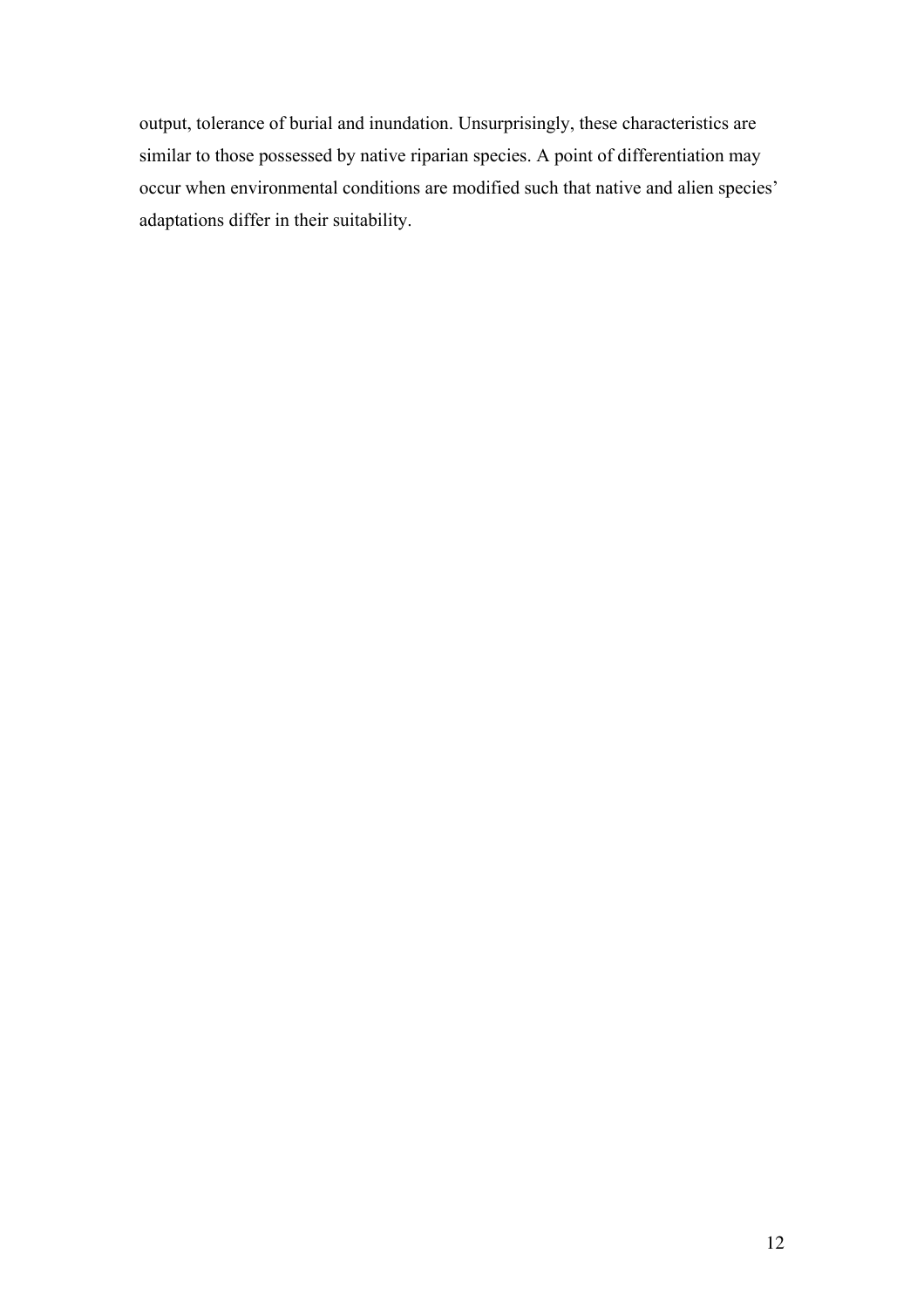output, tolerance of burial and inundation. Unsurprisingly, these characteristics are similar to those possessed by native riparian species. A point of differentiation may occur when environmental conditions are modified such that native and alien species' adaptations differ in their suitability.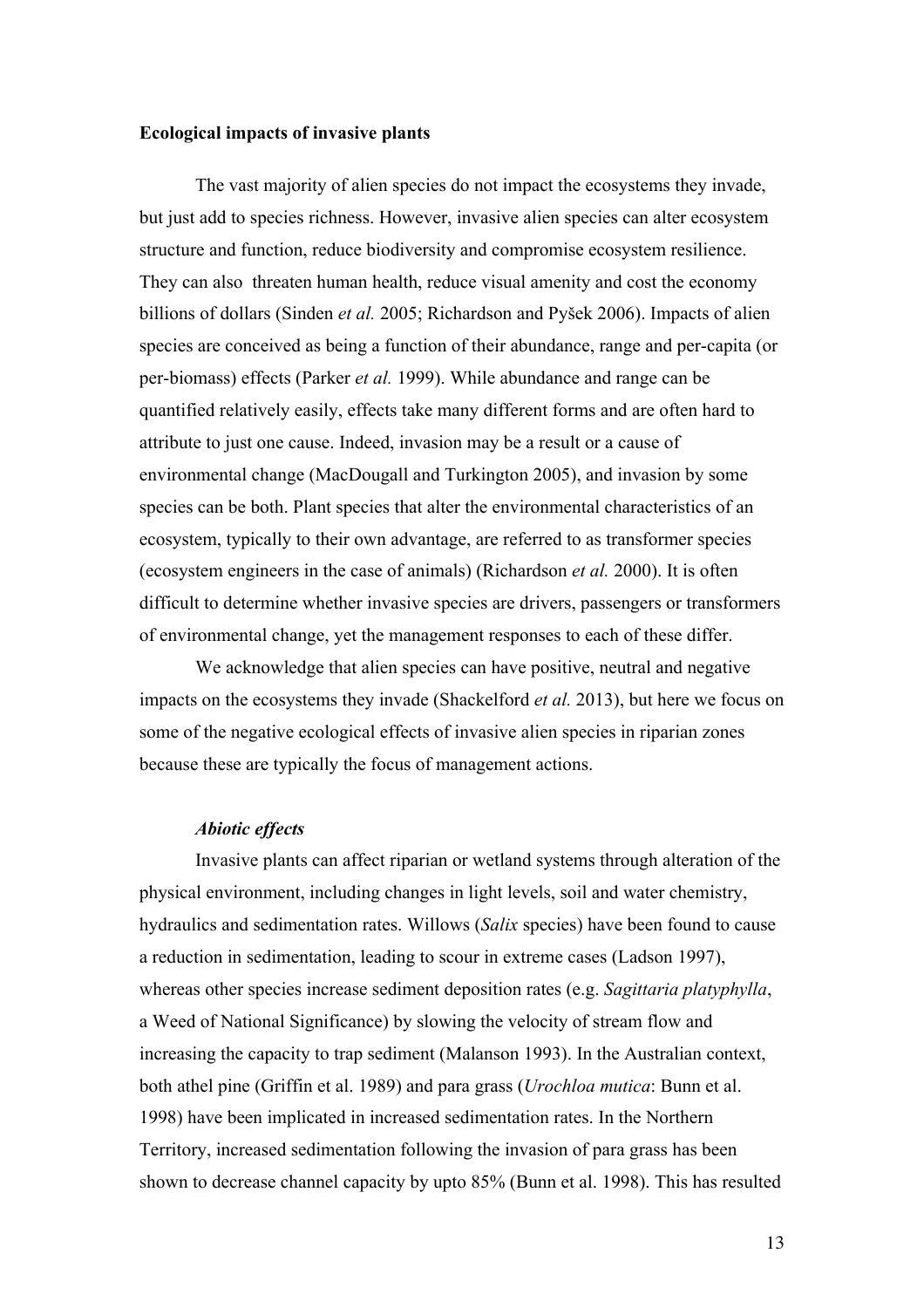**Ecological impacts of invasive plants**

The vast majority of alien species do not impact the ecosystems they invade, but just add to species richness. However, invasive alien species can alter ecosystem structure and function, reduce biodiversity and compromise ecosystem resilience. They can also threaten human health, reduce visual amenity and cost the economy billions of dollars (Sinden *et al.* 2005; Richardson and Pyšek 2006). Impacts of alien species are conceived as being a function of their abundance, range and per-capita (or per-biomass) effects (Parker *et al.* 1999). While abundance and range can be quantified relatively easily, effects take many different forms and are often hard to attribute to just one cause. Indeed, invasion may be a result or a cause of environmental change (MacDougall and Turkington 2005), and invasion by some species can be both. Plant species that alter the environmental characteristics of an ecosystem, typically to their own advantage, are referred to as transformer species (ecosystem engineers in the case of animals) (Richardson *et al.* 2000). It is often difficult to determine whether invasive species are drivers, passengers or transformers of environmental change, yet the management responses to each of these differ.

We acknowledge that alien species can have positive, neutral and negative impacts on the ecosystems they invade (Shackelford *et al.* 2013), but here we focus on some of the negative ecological effects of invasive alien species in riparian zones because these are typically the focus of management actions.

***Abiotic effects***

Invasive plants can affect riparian or wetland systems through alteration of the physical environment, including changes in light levels, soil and water chemistry, hydraulics and sedimentation rates. Willows (*Salix* species) have been found to cause a reduction in sedimentation, leading to scour in extreme cases (Ladson 1997), whereas other species increase sediment deposition rates (e.g. *Sagittaria platyphylla*, a Weed of National Significance) by slowing the velocity of stream flow and increasing the capacity to trap sediment (Malanson 1993). In the Australian context, both athel pine (Griffin et al. 1989) and para grass (*Urochloa mutica*: Bunn et al. 1998) have been implicated in increased sedimentation rates. In the Northern Territory, increased sedimentation following the invasion of para grass has been shown to decrease channel capacity by upto 85% (Bunn et al. 1998). This has resulted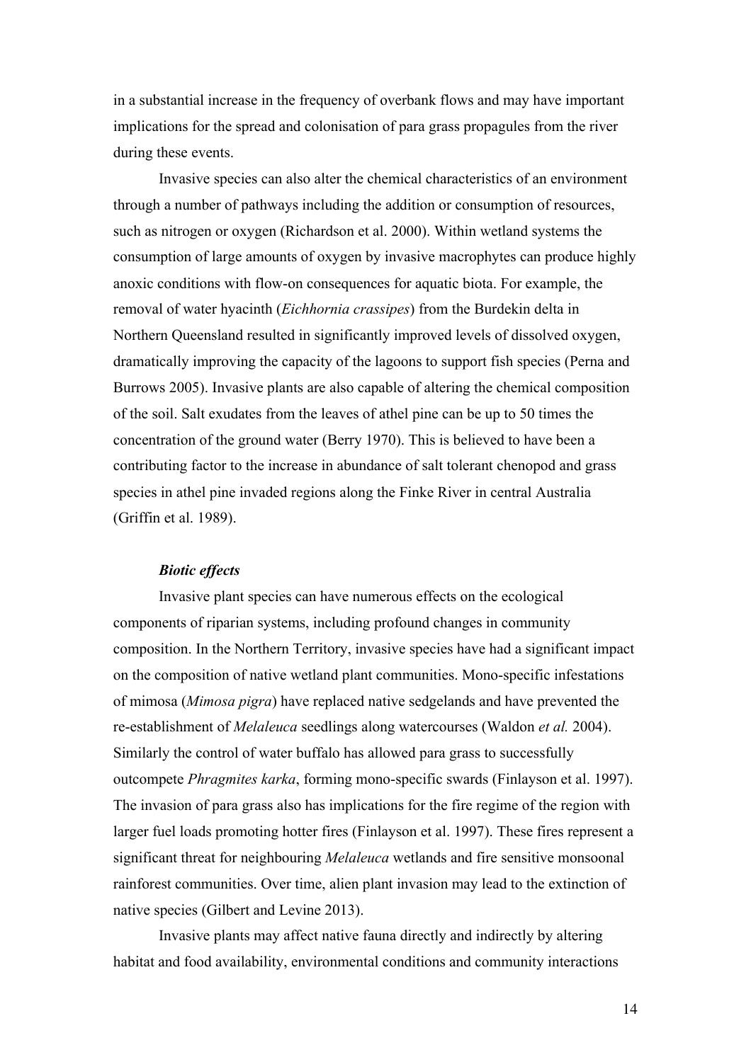in a substantial increase in the frequency of overbank flows and may have important implications for the spread and colonisation of para grass propagules from the river during these events.

Invasive species can also alter the chemical characteristics of an environment through a number of pathways including the addition or consumption of resources, such as nitrogen or oxygen (Richardson et al. 2000). Within wetland systems the consumption of large amounts of oxygen by invasive macrophytes can produce highly anoxic conditions with flow-on consequences for aquatic biota. For example, the removal of water hyacinth (*Eichhornia crassipes*) from the Burdekin delta in Northern Queensland resulted in significantly improved levels of dissolved oxygen, dramatically improving the capacity of the lagoons to support fish species (Perna and Burrows 2005). Invasive plants are also capable of altering the chemical composition of the soil. Salt exudates from the leaves of athel pine can be up to 50 times the concentration of the ground water (Berry 1970). This is believed to have been a contributing factor to the increase in abundance of salt tolerant chenopod and grass species in athel pine invaded regions along the Finke River in central Australia (Griffin et al. 1989).

***Biotic effects***

Invasive plant species can have numerous effects on the ecological components of riparian systems, including profound changes in community composition. In the Northern Territory, invasive species have had a significant impact on the composition of native wetland plant communities. Mono-specific infestations of mimosa (*Mimosa pigra*) have replaced native sedgelands and have prevented the re-establishment of *Melaleuca* seedlings along watercourses (Waldon *et al.* 2004). Similarly the control of water buffalo has allowed para grass to successfully outcompete *Phragmites karka*, forming mono-specific swards (Finlayson et al. 1997). The invasion of para grass also has implications for the fire regime of the region with larger fuel loads promoting hotter fires (Finlayson et al. 1997). These fires represent a significant threat for neighbouring *Melaleuca* wetlands and fire sensitive monsoonal rainforest communities. Over time, alien plant invasion may lead to the extinction of native species (Gilbert and Levine 2013).

Invasive plants may affect native fauna directly and indirectly by altering habitat and food availability, environmental conditions and community interactions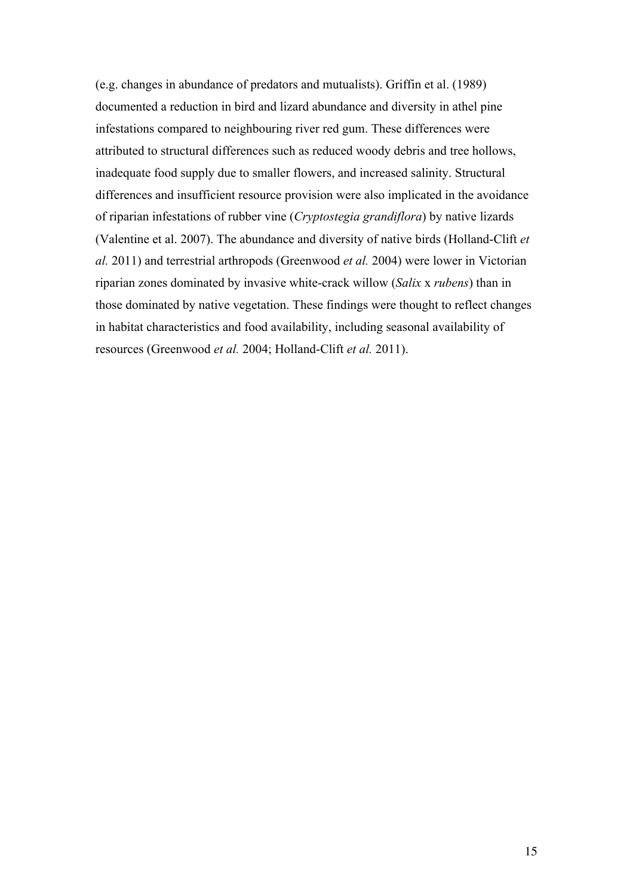(e.g. changes in abundance of predators and mutualists). Griffin et al. (1989) documented a reduction in bird and lizard abundance and diversity in athel pine infestations compared to neighbouring river red gum. These differences were attributed to structural differences such as reduced woody debris and tree hollows, inadequate food supply due to smaller flowers, and increased salinity. Structural differences and insufficient resource provision were also implicated in the avoidance of riparian infestations of rubber vine (*Cryptostegia grandiflora*) by native lizards (Valentine et al. 2007). The abundance and diversity of native birds (Holland-Clift *et al.* 2011) and terrestrial arthropods (Greenwood *et al.* 2004) were lower in Victorian riparian zones dominated by invasive white-crack willow (*Salix* x *rubens*) than in those dominated by native vegetation. These findings were thought to reflect changes in habitat characteristics and food availability, including seasonal availability of resources (Greenwood *et al.* 2004; Holland-Clift *et al.* 2011).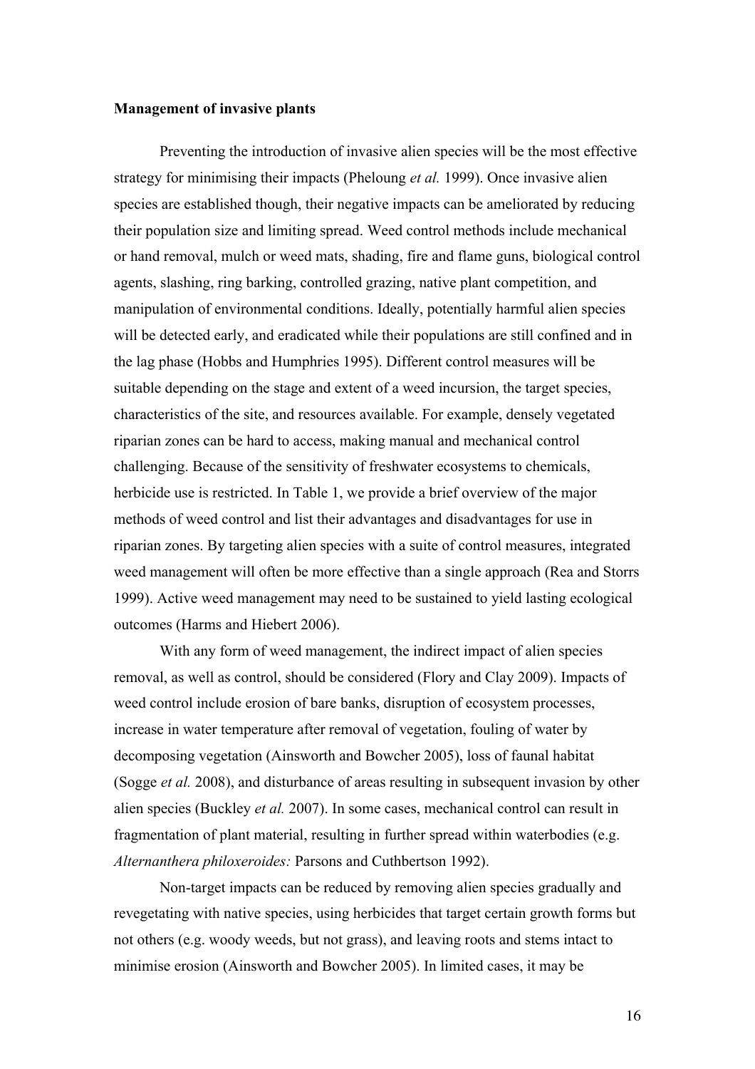**Management of invasive plants**

Preventing the introduction of invasive alien species will be the most effective strategy for minimising their impacts (Pheloung *et al.* 1999). Once invasive alien species are established though, their negative impacts can be ameliorated by reducing their population size and limiting spread. Weed control methods include mechanical or hand removal, mulch or weed mats, shading, fire and flame guns, biological control agents, slashing, ring barking, controlled grazing, native plant competition, and manipulation of environmental conditions. Ideally, potentially harmful alien species will be detected early, and eradicated while their populations are still confined and in the lag phase (Hobbs and Humphries 1995). Different control measures will be suitable depending on the stage and extent of a weed incursion, the target species, characteristics of the site, and resources available. For example, densely vegetated riparian zones can be hard to access, making manual and mechanical control challenging. Because of the sensitivity of freshwater ecosystems to chemicals, herbicide use is restricted. In Table 1, we provide a brief overview of the major methods of weed control and list their advantages and disadvantages for use in riparian zones. By targeting alien species with a suite of control measures, integrated weed management will often be more effective than a single approach (Rea and Storrs 1999). Active weed management may need to be sustained to yield lasting ecological outcomes (Harms and Hiebert 2006).

With any form of weed management, the indirect impact of alien species removal, as well as control, should be considered (Flory and Clay 2009). Impacts of weed control include erosion of bare banks, disruption of ecosystem processes, increase in water temperature after removal of vegetation, fouling of water by decomposing vegetation (Ainsworth and Bowcher 2005), loss of faunal habitat (Sogge *et al.* 2008), and disturbance of areas resulting in subsequent invasion by other alien species (Buckley *et al.* 2007). In some cases, mechanical control can result in fragmentation of plant material, resulting in further spread within waterbodies (e.g. *Alternanthera philoxeroides:* Parsons and Cuthbertson 1992).

Non-target impacts can be reduced by removing alien species gradually and revegetating with native species, using herbicides that target certain growth forms but not others (e.g. woody weeds, but not grass), and leaving roots and stems intact to minimise erosion (Ainsworth and Bowcher 2005). In limited cases, it may be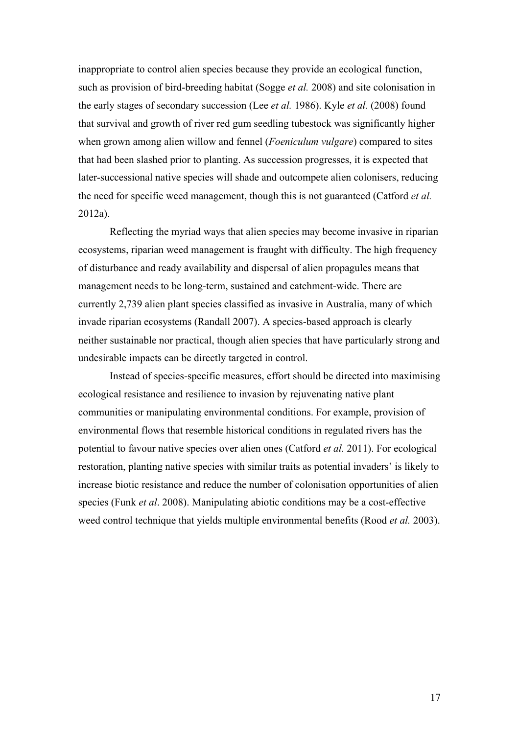inappropriate to control alien species because they provide an ecological function, such as provision of bird-breeding habitat (Sogge *et al.* 2008) and site colonisation in the early stages of secondary succession (Lee *et al.* 1986). Kyle *et al.* (2008) found that survival and growth of river red gum seedling tubestock was significantly higher when grown among alien willow and fennel (*Foeniculum vulgare*) compared to sites that had been slashed prior to planting. As succession progresses, it is expected that later-successional native species will shade and outcompete alien colonisers, reducing the need for specific weed management, though this is not guaranteed (Catford *et al.* 2012a).

Reflecting the myriad ways that alien species may become invasive in riparian ecosystems, riparian weed management is fraught with difficulty. The high frequency of disturbance and ready availability and dispersal of alien propagules means that management needs to be long-term, sustained and catchment-wide. There are currently 2,739 alien plant species classified as invasive in Australia, many of which invade riparian ecosystems (Randall 2007). A species-based approach is clearly neither sustainable nor practical, though alien species that have particularly strong and undesirable impacts can be directly targeted in control.

Instead of species-specific measures, effort should be directed into maximising ecological resistance and resilience to invasion by rejuvenating native plant communities or manipulating environmental conditions. For example, provision of environmental flows that resemble historical conditions in regulated rivers has the potential to favour native species over alien ones (Catford *et al.* 2011). For ecological restoration, planting native species with similar traits as potential invaders' is likely to increase biotic resistance and reduce the number of colonisation opportunities of alien species (Funk *et al*. 2008). Manipulating abiotic conditions may be a cost-effective weed control technique that yields multiple environmental benefits (Rood *et al.* 2003).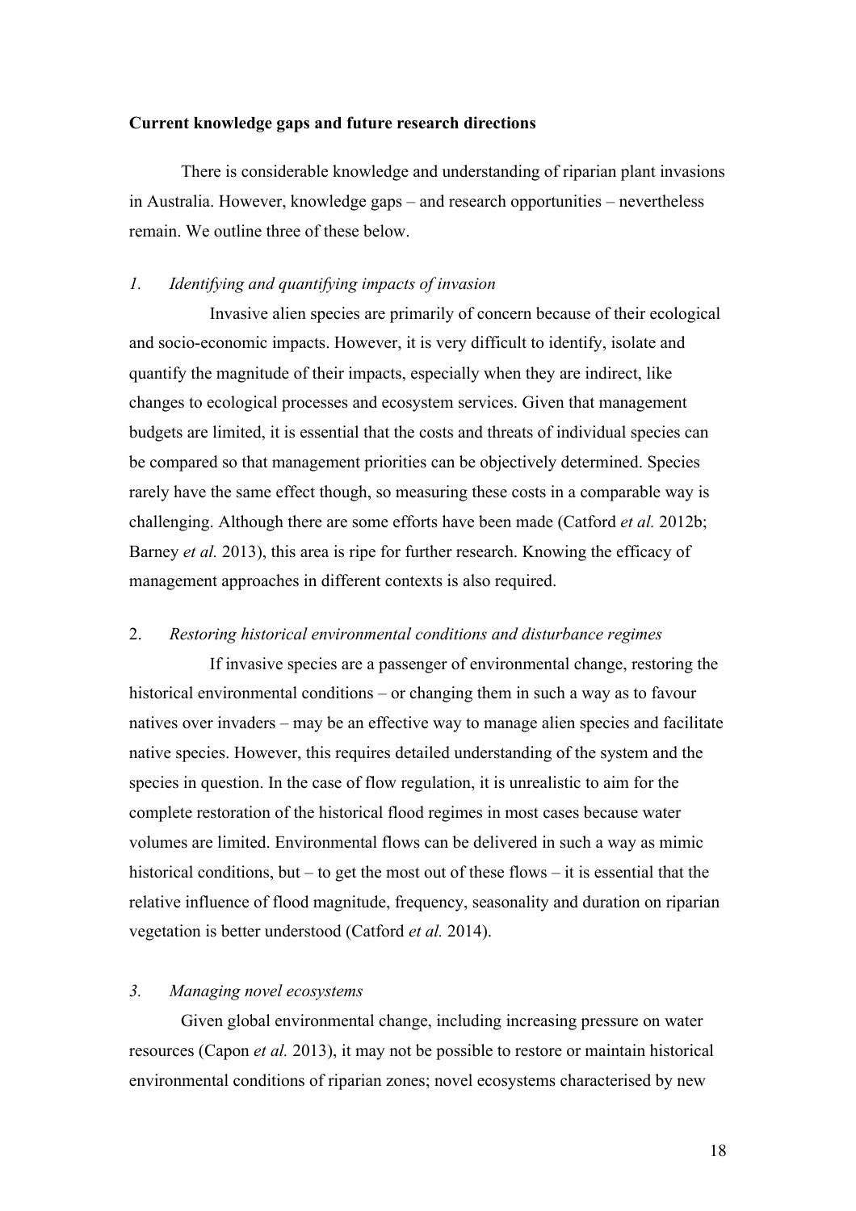**Current knowledge gaps and future research directions**

There is considerable knowledge and understanding of riparian plant invasions in Australia. However, knowledge gaps – and research opportunities – nevertheless remain. We outline three of these below.

*1. Identifying and quantifying impacts of invasion*

Invasive alien species are primarily of concern because of their ecological and socio-economic impacts. However, it is very difficult to identify, isolate and quantify the magnitude of their impacts, especially when they are indirect, like changes to ecological processes and ecosystem services. Given that management budgets are limited, it is essential that the costs and threats of individual species can be compared so that management priorities can be objectively determined. Species rarely have the same effect though, so measuring these costs in a comparable way is challenging. Although there are some efforts have been made (Catford *et al.* 2012b; Barney *et al.* 2013), this area is ripe for further research. Knowing the efficacy of management approaches in different contexts is also required.

2. *Restoring historical environmental conditions and disturbance regimes*

If invasive species are a passenger of environmental change, restoring the historical environmental conditions – or changing them in such a way as to favour natives over invaders – may be an effective way to manage alien species and facilitate native species. However, this requires detailed understanding of the system and the species in question. In the case of flow regulation, it is unrealistic to aim for the complete restoration of the historical flood regimes in most cases because water volumes are limited. Environmental flows can be delivered in such a way as mimic historical conditions, but – to get the most out of these flows – it is essential that the relative influence of flood magnitude, frequency, seasonality and duration on riparian vegetation is better understood (Catford *et al.* 2014).

*3. Managing novel ecosystems*

Given global environmental change, including increasing pressure on water resources (Capon *et al.* 2013), it may not be possible to restore or maintain historical environmental conditions of riparian zones; novel ecosystems characterised by new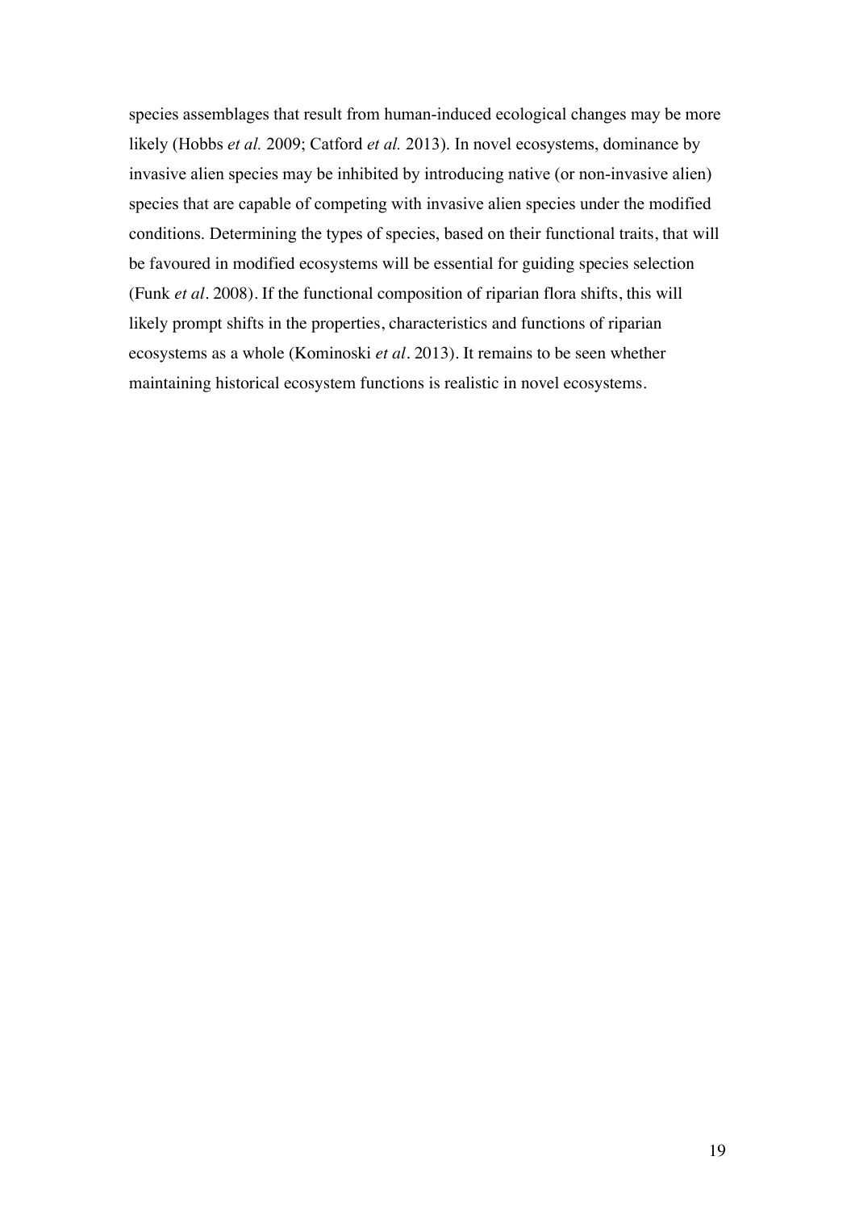species assemblages that result from human-induced ecological changes may be more likely (Hobbs *et al.* 2009; Catford *et al.* 2013). In novel ecosystems, dominance by invasive alien species may be inhibited by introducing native (or non-invasive alien) species that are capable of competing with invasive alien species under the modified conditions. Determining the types of species, based on their functional traits, that will be favoured in modified ecosystems will be essential for guiding species selection (Funk *et al*. 2008). If the functional composition of riparian flora shifts, this will likely prompt shifts in the properties, characteristics and functions of riparian ecosystems as a whole (Kominoski *et al*. 2013). It remains to be seen whether maintaining historical ecosystem functions is realistic in novel ecosystems.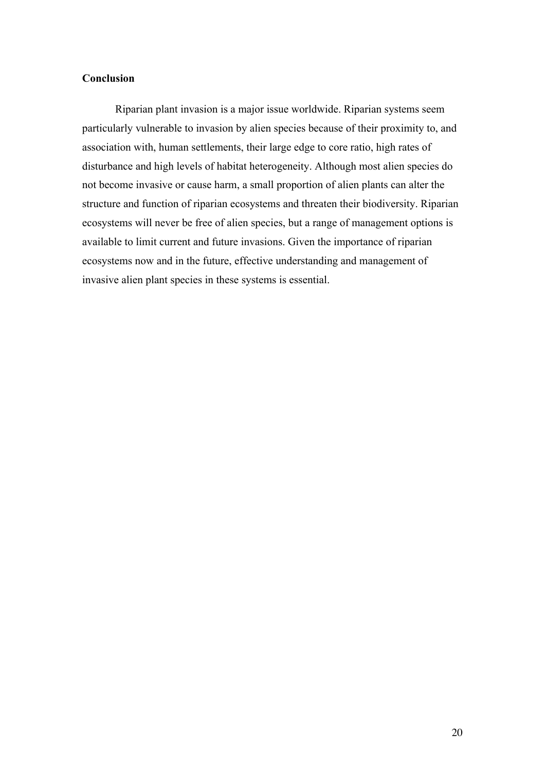## Conclusion

Riparian plant invasion is a major issue worldwide. Riparian systems seem particularly vulnerable to invasion by alien species because of their proximity to, and association with, human settlements, their large edge to core ratio, high rates of disturbance and high levels of habitat heterogeneity. Although most alien species do not become invasive or cause harm, a small proportion of alien plants can alter the structure and function of riparian ecosystems and threaten their biodiversity. Riparian ecosystems will never be free of alien species, but a range of management options is available to limit current and future invasions. Given the importance of riparian ecosystems now and in the future, effective understanding and management of invasive alien plant species in these systems is essential.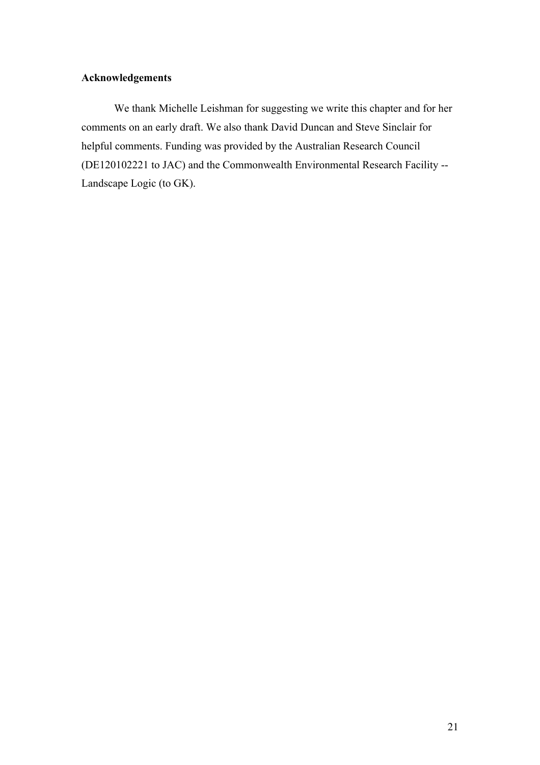## Acknowledgements

We thank Michelle Leishman for suggesting we write this chapter and for her comments on an early draft. We also thank David Duncan and Steve Sinclair for helpful comments. Funding was provided by the Australian Research Council (DE120102221 to JAC) and the Commonwealth Environmental Research Facility -- Landscape Logic (to GK).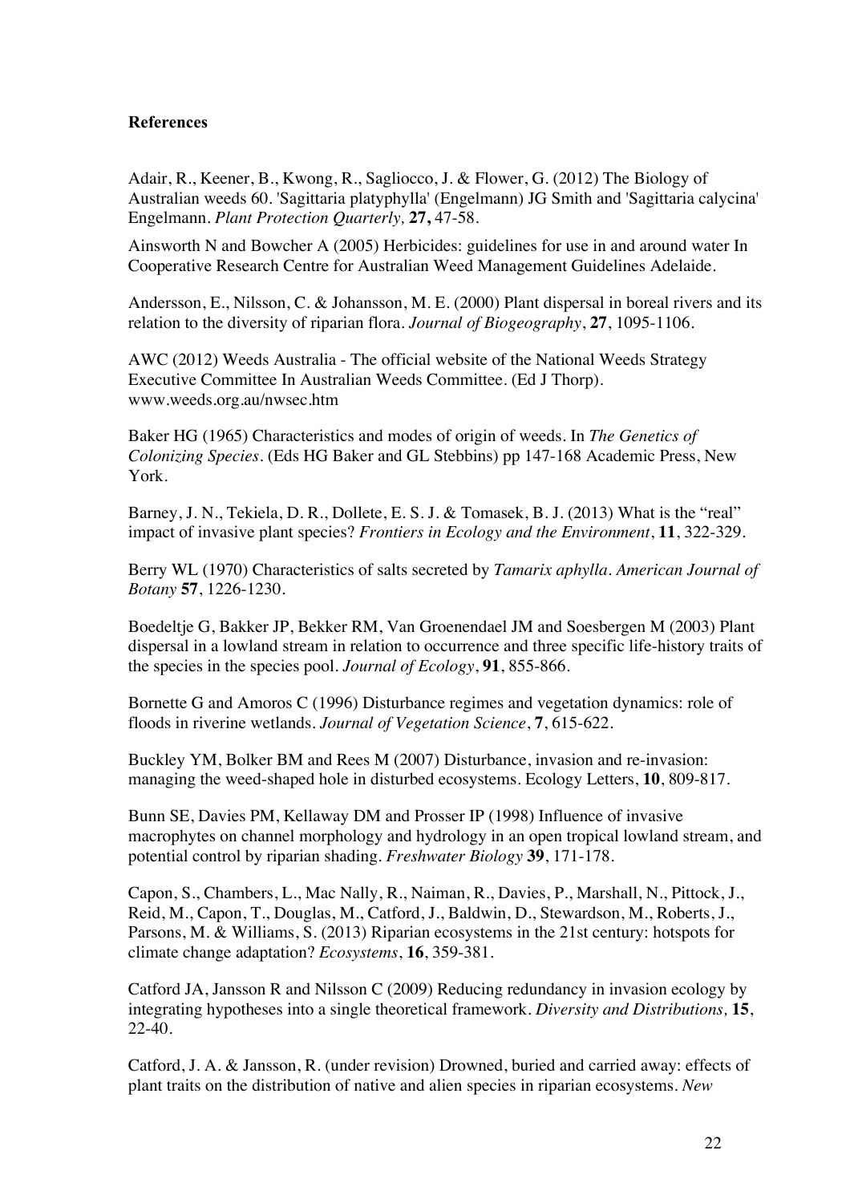**References**

Adair, R., Keener, B., Kwong, R., Sagliocco, J. & Flower, G. (2012) The Biology of Australian weeds 60. 'Sagittaria platyphylla' (Engelmann) JG Smith and 'Sagittaria calycina' Engelmann. *Plant Protection Quarterly,* **27,** 47-58.

Ainsworth N and Bowcher A (2005) Herbicides: guidelines for use in and around water In Cooperative Research Centre for Australian Weed Management Guidelines Adelaide.

Andersson, E., Nilsson, C. & Johansson, M. E. (2000) Plant dispersal in boreal rivers and its relation to the diversity of riparian flora. *Journal of Biogeography*, **27**, 1095-1106.

AWC (2012) Weeds Australia - The official website of the National Weeds Strategy Executive Committee In Australian Weeds Committee. (Ed J Thorp). www.weeds.org.au/nwsec.htm

Baker HG (1965) Characteristics and modes of origin of weeds. In *The Genetics of Colonizing Species*. (Eds HG Baker and GL Stebbins) pp 147-168 Academic Press, New York.

Barney, J. N., Tekiela, D. R., Dollete, E. S. J. & Tomasek, B. J. (2013) What is the "real" impact of invasive plant species? *Frontiers in Ecology and the Environment*, **11**, 322-329.

Berry WL (1970) Characteristics of salts secreted by *Tamarix aphylla*. *American Journal of Botany* **57**, 1226-1230.

Boedeltje G, Bakker JP, Bekker RM, Van Groenendael JM and Soesbergen M (2003) Plant dispersal in a lowland stream in relation to occurrence and three specific life-history traits of the species in the species pool. *Journal of Ecology*, **91**, 855-866.

Bornette G and Amoros C (1996) Disturbance regimes and vegetation dynamics: role of floods in riverine wetlands. *Journal of Vegetation Science*, **7**, 615-622.

Buckley YM, Bolker BM and Rees M (2007) Disturbance, invasion and re-invasion: managing the weed-shaped hole in disturbed ecosystems. Ecology Letters, **10**, 809-817.

Bunn SE, Davies PM, Kellaway DM and Prosser IP (1998) Influence of invasive macrophytes on channel morphology and hydrology in an open tropical lowland stream, and potential control by riparian shading. *Freshwater Biology* **39**, 171-178.

Capon, S., Chambers, L., Mac Nally, R., Naiman, R., Davies, P., Marshall, N., Pittock, J., Reid, M., Capon, T., Douglas, M., Catford, J., Baldwin, D., Stewardson, M., Roberts, J., Parsons, M. & Williams, S. (2013) Riparian ecosystems in the 21st century: hotspots for climate change adaptation? *Ecosystems*, **16**, 359-381.

Catford JA, Jansson R and Nilsson C (2009) Reducing redundancy in invasion ecology by integrating hypotheses into a single theoretical framework. *Diversity and Distributions,* **15**, 22-40.

Catford, J. A. & Jansson, R. (under revision) Drowned, buried and carried away: effects of plant traits on the distribution of native and alien species in riparian ecosystems. *New*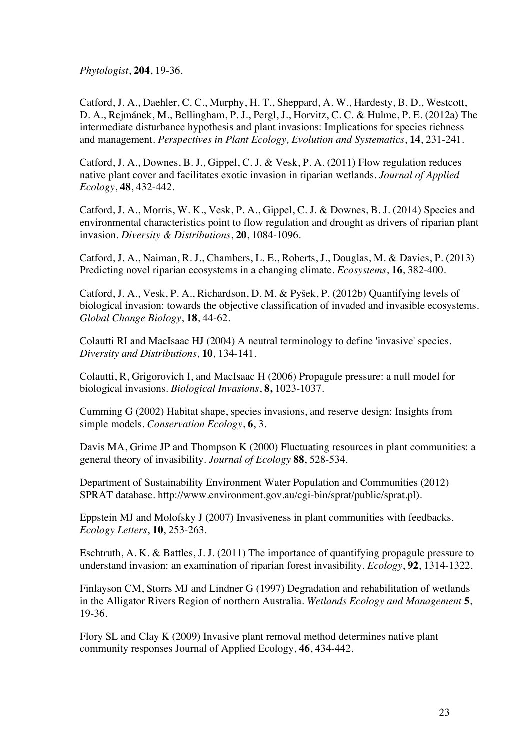*Phytologist*, **204**, 19-36.

Catford, J. A., Daehler, C. C., Murphy, H. T., Sheppard, A. W., Hardesty, B. D., Westcott, D. A., Rejmánek, M., Bellingham, P. J., Pergl, J., Horvitz, C. C. & Hulme, P. E. (2012a) The intermediate disturbance hypothesis and plant invasions: Implications for species richness and management. *Perspectives in Plant Ecology, Evolution and Systematics*, **14**, 231-241.

Catford, J. A., Downes, B. J., Gippel, C. J. & Vesk, P. A. (2011) Flow regulation reduces native plant cover and facilitates exotic invasion in riparian wetlands. *Journal of Applied Ecology*, **48**, 432-442.

Catford, J. A., Morris, W. K., Vesk, P. A., Gippel, C. J. & Downes, B. J. (2014) Species and environmental characteristics point to flow regulation and drought as drivers of riparian plant invasion. *Diversity & Distributions*, **20**, 1084-1096.

Catford, J. A., Naiman, R. J., Chambers, L. E., Roberts, J., Douglas, M. & Davies, P. (2013) Predicting novel riparian ecosystems in a changing climate. *Ecosystems*, **16**, 382-400.

Catford, J. A., Vesk, P. A., Richardson, D. M. & Pyšek, P. (2012b) Quantifying levels of biological invasion: towards the objective classification of invaded and invasible ecosystems. *Global Change Biology*, **18**, 44-62.

Colautti RI and MacIsaac HJ (2004) A neutral terminology to define 'invasive' species. *Diversity and Distributions*, **10**, 134-141.

Colautti, R, Grigorovich I, and MacIsaac H (2006) Propagule pressure: a null model for biological invasions. *Biological Invasions*, **8,** 1023-1037.

Cumming G (2002) Habitat shape, species invasions, and reserve design: Insights from simple models. *Conservation Ecology*, **6**, 3.

Davis MA, Grime JP and Thompson K (2000) Fluctuating resources in plant communities: a general theory of invasibility. *Journal of Ecology* **88**, 528-534.

Department of Sustainability Environment Water Population and Communities (2012) SPRAT database. http://www.environment.gov.au/cgi-bin/sprat/public/sprat.pl).

Eppstein MJ and Molofsky J (2007) Invasiveness in plant communities with feedbacks. *Ecology Letters*, **10**, 253-263.

Eschtruth, A. K. & Battles, J. J. (2011) The importance of quantifying propagule pressure to understand invasion: an examination of riparian forest invasibility. *Ecology*, **92**, 1314-1322.

Finlayson CM, Storrs MJ and Lindner G (1997) Degradation and rehabilitation of wetlands in the Alligator Rivers Region of northern Australia. *Wetlands Ecology and Management* **5**, 19-36.

Flory SL and Clay K (2009) Invasive plant removal method determines native plant community responses Journal of Applied Ecology, **46**, 434-442.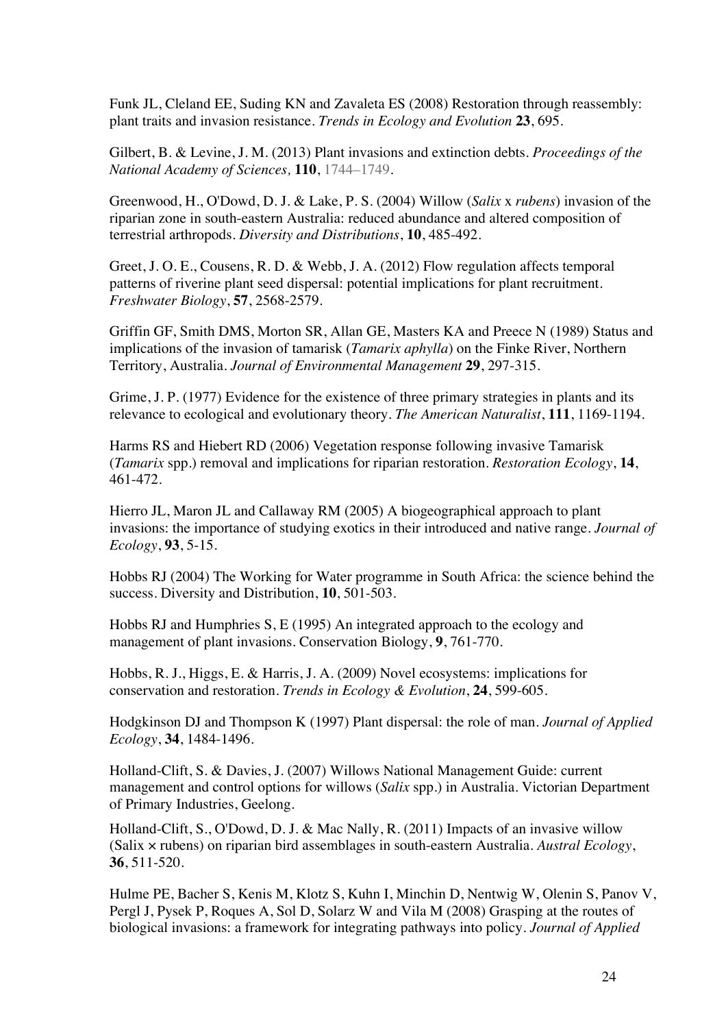Funk JL, Cleland EE, Suding KN and Zavaleta ES (2008) Restoration through reassembly: plant traits and invasion resistance. *Trends in Ecology and Evolution* **23**, 695.

Gilbert, B. & Levine, J. M. (2013) Plant invasions and extinction debts. *Proceedings of the National Academy of Sciences,* **110**, 1744–1749.

Greenwood, H., O'Dowd, D. J. & Lake, P. S. (2004) Willow (*Salix* x *rubens*) invasion of the riparian zone in south-eastern Australia: reduced abundance and altered composition of terrestrial arthropods. *Diversity and Distributions*, **10**, 485-492.

Greet, J. O. E., Cousens, R. D. & Webb, J. A. (2012) Flow regulation affects temporal patterns of riverine plant seed dispersal: potential implications for plant recruitment. *Freshwater Biology*, **57**, 2568-2579.

Griffin GF, Smith DMS, Morton SR, Allan GE, Masters KA and Preece N (1989) Status and implications of the invasion of tamarisk (*Tamarix aphylla*) on the Finke River, Northern Territory, Australia. *Journal of Environmental Management* **29**, 297-315.

Grime, J. P. (1977) Evidence for the existence of three primary strategies in plants and its relevance to ecological and evolutionary theory. *The American Naturalist*, **111**, 1169-1194.

Harms RS and Hiebert RD (2006) Vegetation response following invasive Tamarisk (*Tamarix* spp.) removal and implications for riparian restoration. *Restoration Ecology*, **14**, 461-472.

Hierro JL, Maron JL and Callaway RM (2005) A biogeographical approach to plant invasions: the importance of studying exotics in their introduced and native range. *Journal of Ecology*, **93**, 5-15.

Hobbs RJ (2004) The Working for Water programme in South Africa: the science behind the success. Diversity and Distribution, **10**, 501-503.

Hobbs RJ and Humphries S, E (1995) An integrated approach to the ecology and management of plant invasions. Conservation Biology, **9**, 761-770.

Hobbs, R. J., Higgs, E. & Harris, J. A. (2009) Novel ecosystems: implications for conservation and restoration. *Trends in Ecology & Evolution*, **24**, 599-605.

Hodgkinson DJ and Thompson K (1997) Plant dispersal: the role of man. *Journal of Applied Ecology*, **34**, 1484-1496.

Holland-Clift, S. & Davies, J. (2007) Willows National Management Guide: current management and control options for willows (*Salix* spp.) in Australia. Victorian Department of Primary Industries, Geelong.

Holland-Clift, S., O'Dowd, D. J. & Mac Nally, R. (2011) Impacts of an invasive willow (Salix × rubens) on riparian bird assemblages in south-eastern Australia. *Austral Ecology*, **36**, 511-520.

Hulme PE, Bacher S, Kenis M, Klotz S, Kuhn I, Minchin D, Nentwig W, Olenin S, Panov V, Pergl J, Pysek P, Roques A, Sol D, Solarz W and Vila M (2008) Grasping at the routes of biological invasions: a framework for integrating pathways into policy. *Journal of Applied*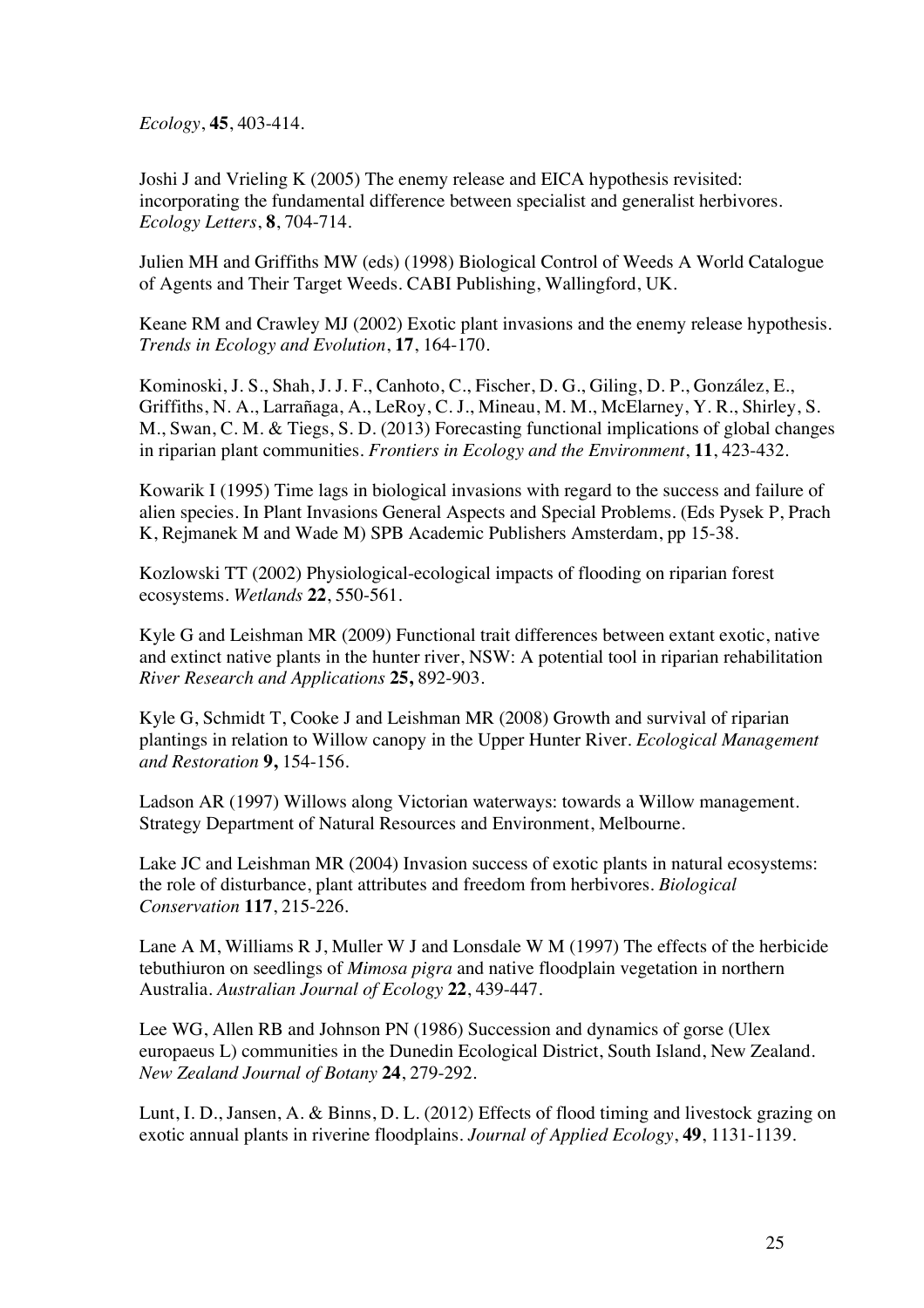*Ecology*, **45**, 403-414.

Joshi J and Vrieling K (2005) The enemy release and EICA hypothesis revisited: incorporating the fundamental difference between specialist and generalist herbivores. *Ecology Letters*, **8**, 704-714.

Julien MH and Griffiths MW (eds) (1998) Biological Control of Weeds A World Catalogue of Agents and Their Target Weeds. CABI Publishing, Wallingford, UK.

Keane RM and Crawley MJ (2002) Exotic plant invasions and the enemy release hypothesis. *Trends in Ecology and Evolution*, **17**, 164-170.

Kominoski, J. S., Shah, J. J. F., Canhoto, C., Fischer, D. G., Giling, D. P., González, E., Griffiths, N. A., Larrañaga, A., LeRoy, C. J., Mineau, M. M., McElarney, Y. R., Shirley, S. M., Swan, C. M. & Tiegs, S. D. (2013) Forecasting functional implications of global changes in riparian plant communities. *Frontiers in Ecology and the Environment*, **11**, 423-432.

Kowarik I (1995) Time lags in biological invasions with regard to the success and failure of alien species. In Plant Invasions General Aspects and Special Problems. (Eds Pysek P, Prach K, Rejmanek M and Wade M) SPB Academic Publishers Amsterdam, pp 15-38.

Kozlowski TT (2002) Physiological-ecological impacts of flooding on riparian forest ecosystems. *Wetlands* **22**, 550-561.

Kyle G and Leishman MR (2009) Functional trait differences between extant exotic, native and extinct native plants in the hunter river, NSW: A potential tool in riparian rehabilitation *River Research and Applications* **25,** 892-903.

Kyle G, Schmidt T, Cooke J and Leishman MR (2008) Growth and survival of riparian plantings in relation to Willow canopy in the Upper Hunter River. *Ecological Management and Restoration* **9,** 154-156.

Ladson AR (1997) Willows along Victorian waterways: towards a Willow management. Strategy Department of Natural Resources and Environment, Melbourne.

Lake JC and Leishman MR (2004) Invasion success of exotic plants in natural ecosystems: the role of disturbance, plant attributes and freedom from herbivores. *Biological Conservation* **117**, 215-226.

Lane A M, Williams R J, Muller W J and Lonsdale W M (1997) The effects of the herbicide tebuthiuron on seedlings of *Mimosa pigra* and native floodplain vegetation in northern Australia. *Australian Journal of Ecology* **22**, 439-447.

Lee WG, Allen RB and Johnson PN (1986) Succession and dynamics of gorse (Ulex europaeus L) communities in the Dunedin Ecological District, South Island, New Zealand. *New Zealand Journal of Botany* **24**, 279-292.

Lunt, I. D., Jansen, A. & Binns, D. L. (2012) Effects of flood timing and livestock grazing on exotic annual plants in riverine floodplains. *Journal of Applied Ecology*, **49**, 1131-1139.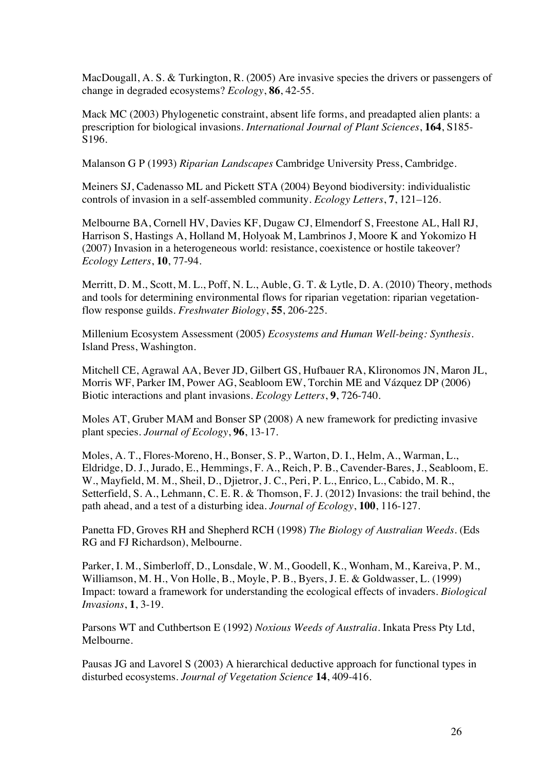MacDougall, A. S. & Turkington, R. (2005) Are invasive species the drivers or passengers of change in degraded ecosystems? *Ecology*, **86**, 42-55.

Mack MC (2003) Phylogenetic constraint, absent life forms, and preadapted alien plants: a prescription for biological invasions. *International Journal of Plant Sciences*, **164**, S185-S196.

Malanson G P (1993) *Riparian Landscapes* Cambridge University Press, Cambridge.

Meiners SJ, Cadenasso ML and Pickett STA (2004) Beyond biodiversity: individualistic controls of invasion in a self-assembled community. *Ecology Letters*, **7**, 121–126.

Melbourne BA, Cornell HV, Davies KF, Dugaw CJ, Elmendorf S, Freestone AL, Hall RJ, Harrison S, Hastings A, Holland M, Holyoak M, Lambrinos J, Moore K and Yokomizo H (2007) Invasion in a heterogeneous world: resistance, coexistence or hostile takeover? *Ecology Letters*, **10**, 77-94.

Merritt, D. M., Scott, M. L., Poff, N. L., Auble, G. T. & Lytle, D. A. (2010) Theory, methods and tools for determining environmental flows for riparian vegetation: riparian vegetation-flow response guilds. *Freshwater Biology*, **55**, 206-225.

Millenium Ecosystem Assessment (2005) *Ecosystems and Human Well-being: Synthesis*. Island Press, Washington.

Mitchell CE, Agrawal AA, Bever JD, Gilbert GS, Hufbauer RA, Klironomos JN, Maron JL, Morris WF, Parker IM, Power AG, Seabloom EW, Torchin ME and Vázquez DP (2006) Biotic interactions and plant invasions. *Ecology Letters*, **9**, 726-740.

Moles AT, Gruber MAM and Bonser SP (2008) A new framework for predicting invasive plant species. *Journal of Ecology*, **96**, 13-17.

Moles, A. T., Flores-Moreno, H., Bonser, S. P., Warton, D. I., Helm, A., Warman, L., Eldridge, D. J., Jurado, E., Hemmings, F. A., Reich, P. B., Cavender-Bares, J., Seabloom, E. W., Mayfield, M. M., Sheil, D., Djietror, J. C., Peri, P. L., Enrico, L., Cabido, M. R., Setterfield, S. A., Lehmann, C. E. R. & Thomson, F. J. (2012) Invasions: the trail behind, the path ahead, and a test of a disturbing idea. *Journal of Ecology*, **100**, 116-127.

Panetta FD, Groves RH and Shepherd RCH (1998) *The Biology of Australian Weeds*. (Eds RG and FJ Richardson), Melbourne.

Parker, I. M., Simberloff, D., Lonsdale, W. M., Goodell, K., Wonham, M., Kareiva, P. M., Williamson, M. H., Von Holle, B., Moyle, P. B., Byers, J. E. & Goldwasser, L. (1999) Impact: toward a framework for understanding the ecological effects of invaders. *Biological Invasions*, **1**, 3-19.

Parsons WT and Cuthbertson E (1992) *Noxious Weeds of Australia*. Inkata Press Pty Ltd, Melbourne.

Pausas JG and Lavorel S (2003) A hierarchical deductive approach for functional types in disturbed ecosystems. *Journal of Vegetation Science* **14**, 409-416.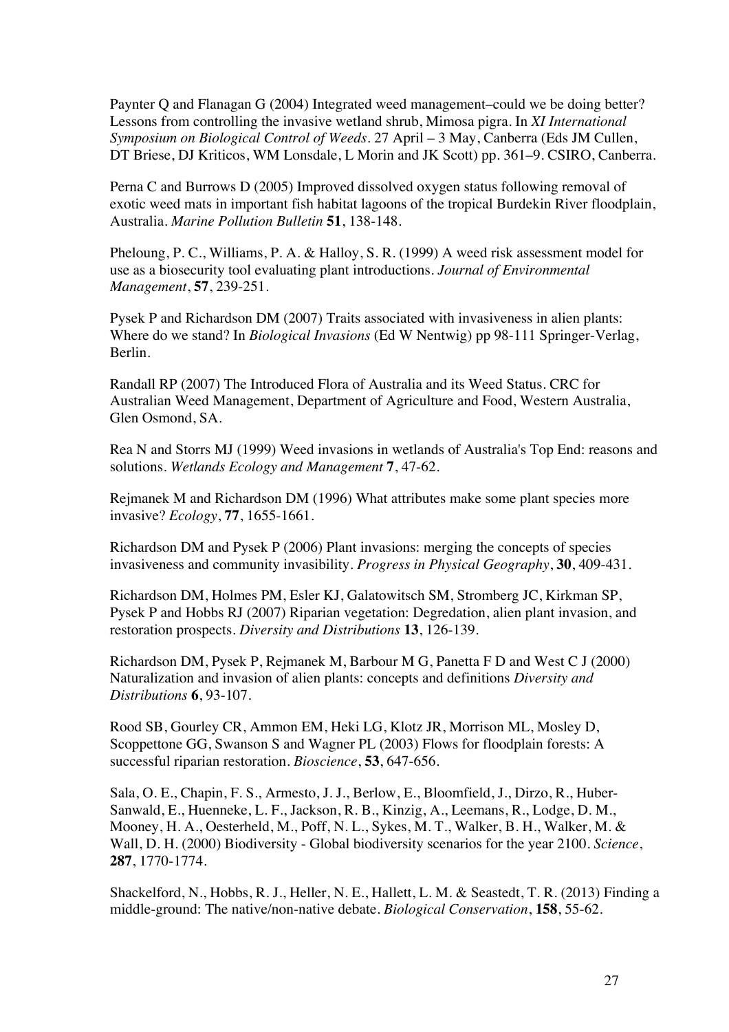Paynter Q and Flanagan G (2004) Integrated weed management–could we be doing better? Lessons from controlling the invasive wetland shrub, Mimosa pigra. In *XI International Symposium on Biological Control of Weeds*. 27 April – 3 May, Canberra (Eds JM Cullen, DT Briese, DJ Kriticos, WM Lonsdale, L Morin and JK Scott) pp. 361–9. CSIRO, Canberra.

Perna C and Burrows D (2005) Improved dissolved oxygen status following removal of exotic weed mats in important fish habitat lagoons of the tropical Burdekin River floodplain, Australia. *Marine Pollution Bulletin* **51**, 138-148.

Pheloung, P. C., Williams, P. A. & Halloy, S. R. (1999) A weed risk assessment model for use as a biosecurity tool evaluating plant introductions. *Journal of Environmental Management*, **57**, 239-251.

Pysek P and Richardson DM (2007) Traits associated with invasiveness in alien plants: Where do we stand? In *Biological Invasions* (Ed W Nentwig) pp 98-111 Springer-Verlag, Berlin.

Randall RP (2007) The Introduced Flora of Australia and its Weed Status. CRC for Australian Weed Management, Department of Agriculture and Food, Western Australia, Glen Osmond, SA.

Rea N and Storrs MJ (1999) Weed invasions in wetlands of Australia's Top End: reasons and solutions. *Wetlands Ecology and Management* **7**, 47-62.

Rejmanek M and Richardson DM (1996) What attributes make some plant species more invasive? *Ecology*, **77**, 1655-1661.

Richardson DM and Pysek P (2006) Plant invasions: merging the concepts of species invasiveness and community invasibility. *Progress in Physical Geography*, **30**, 409-431.

Richardson DM, Holmes PM, Esler KJ, Galatowitsch SM, Stromberg JC, Kirkman SP, Pysek P and Hobbs RJ (2007) Riparian vegetation: Degredation, alien plant invasion, and restoration prospects. *Diversity and Distributions* **13**, 126-139.

Richardson DM, Pysek P, Rejmanek M, Barbour M G, Panetta F D and West C J (2000) Naturalization and invasion of alien plants: concepts and definitions *Diversity and Distributions* **6**, 93-107.

Rood SB, Gourley CR, Ammon EM, Heki LG, Klotz JR, Morrison ML, Mosley D, Scoppettone GG, Swanson S and Wagner PL (2003) Flows for floodplain forests: A successful riparian restoration. *Bioscience*, **53**, 647-656.

Sala, O. E., Chapin, F. S., Armesto, J. J., Berlow, E., Bloomfield, J., Dirzo, R., Huber-Sanwald, E., Huenneke, L. F., Jackson, R. B., Kinzig, A., Leemans, R., Lodge, D. M., Mooney, H. A., Oesterheld, M., Poff, N. L., Sykes, M. T., Walker, B. H., Walker, M. & Wall, D. H. (2000) Biodiversity - Global biodiversity scenarios for the year 2100. *Science*, **287**, 1770-1774.

Shackelford, N., Hobbs, R. J., Heller, N. E., Hallett, L. M. & Seastedt, T. R. (2013) Finding a middle-ground: The native/non-native debate. *Biological Conservation*, **158**, 55-62.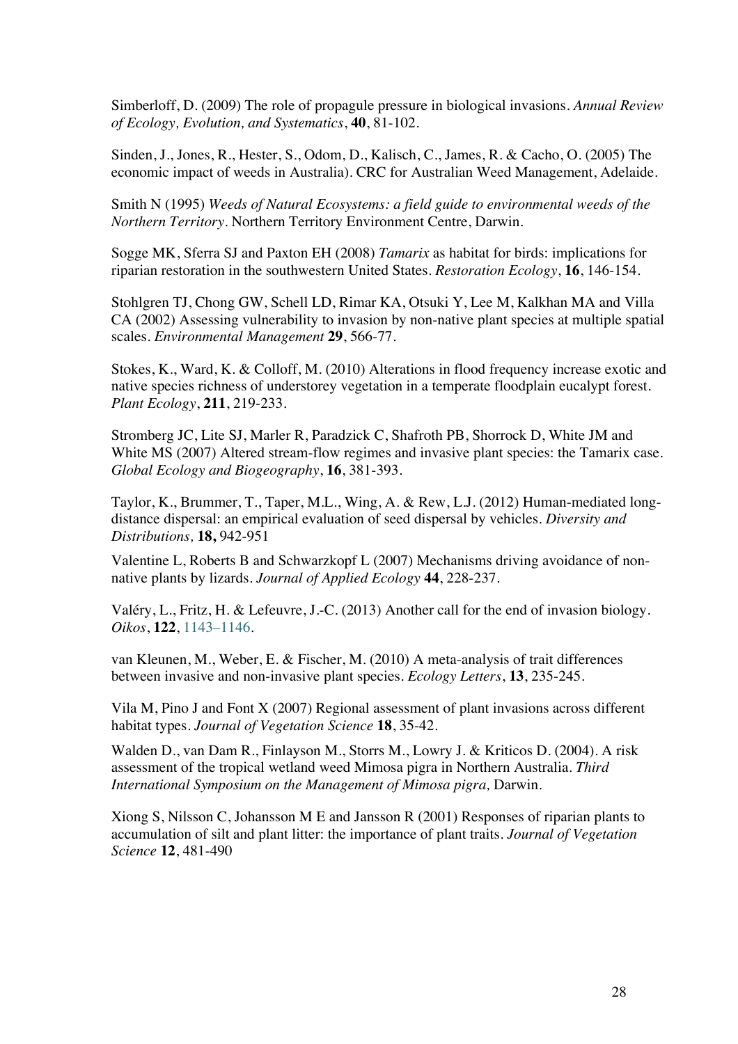Simberloff, D. (2009) The role of propagule pressure in biological invasions. *Annual Review of Ecology, Evolution, and Systematics*, **40**, 81-102.

Sinden, J., Jones, R., Hester, S., Odom, D., Kalisch, C., James, R. & Cacho, O. (2005) The economic impact of weeds in Australia). CRC for Australian Weed Management, Adelaide.

Smith N (1995) *Weeds of Natural Ecosystems: a field guide to environmental weeds of the Northern Territory*. Northern Territory Environment Centre, Darwin.

Sogge MK, Sferra SJ and Paxton EH (2008) *Tamarix* as habitat for birds: implications for riparian restoration in the southwestern United States. *Restoration Ecology*, **16**, 146-154.

Stohlgren TJ, Chong GW, Schell LD, Rimar KA, Otsuki Y, Lee M, Kalkhan MA and Villa CA (2002) Assessing vulnerability to invasion by non-native plant species at multiple spatial scales. *Environmental Management* **29**, 566-77.

Stokes, K., Ward, K. & Colloff, M. (2010) Alterations in flood frequency increase exotic and native species richness of understorey vegetation in a temperate floodplain eucalypt forest. *Plant Ecology*, **211**, 219-233.

Stromberg JC, Lite SJ, Marler R, Paradzick C, Shafroth PB, Shorrock D, White JM and White MS (2007) Altered stream-flow regimes and invasive plant species: the Tamarix case. *Global Ecology and Biogeography*, **16**, 381-393.

Taylor, K., Brummer, T., Taper, M.L., Wing, A. & Rew, L.J. (2012) Human-mediated long-distance dispersal: an empirical evaluation of seed dispersal by vehicles. *Diversity and Distributions,* **18,** 942-951

Valentine L, Roberts B and Schwarzkopf L (2007) Mechanisms driving avoidance of non-native plants by lizards. *Journal of Applied Ecology* **44**, 228-237.

Valéry, L., Fritz, H. & Lefeuvre, J.-C. (2013) Another call for the end of invasion biology. *Oikos*, **122**, 1143–1146.

van Kleunen, M., Weber, E. & Fischer, M. (2010) A meta-analysis of trait differences between invasive and non-invasive plant species. *Ecology Letters*, **13**, 235-245.

Vila M, Pino J and Font X (2007) Regional assessment of plant invasions across different habitat types. *Journal of Vegetation Science* **18**, 35-42.

Walden D., van Dam R., Finlayson M., Storrs M., Lowry J. & Kriticos D. (2004). A risk assessment of the tropical wetland weed Mimosa pigra in Northern Australia. *Third International Symposium on the Management of Mimosa pigra,* Darwin.

Xiong S, Nilsson C, Johansson M E and Jansson R (2001) Responses of riparian plants to accumulation of silt and plant litter: the importance of plant traits. *Journal of Vegetation Science* **12**, 481-490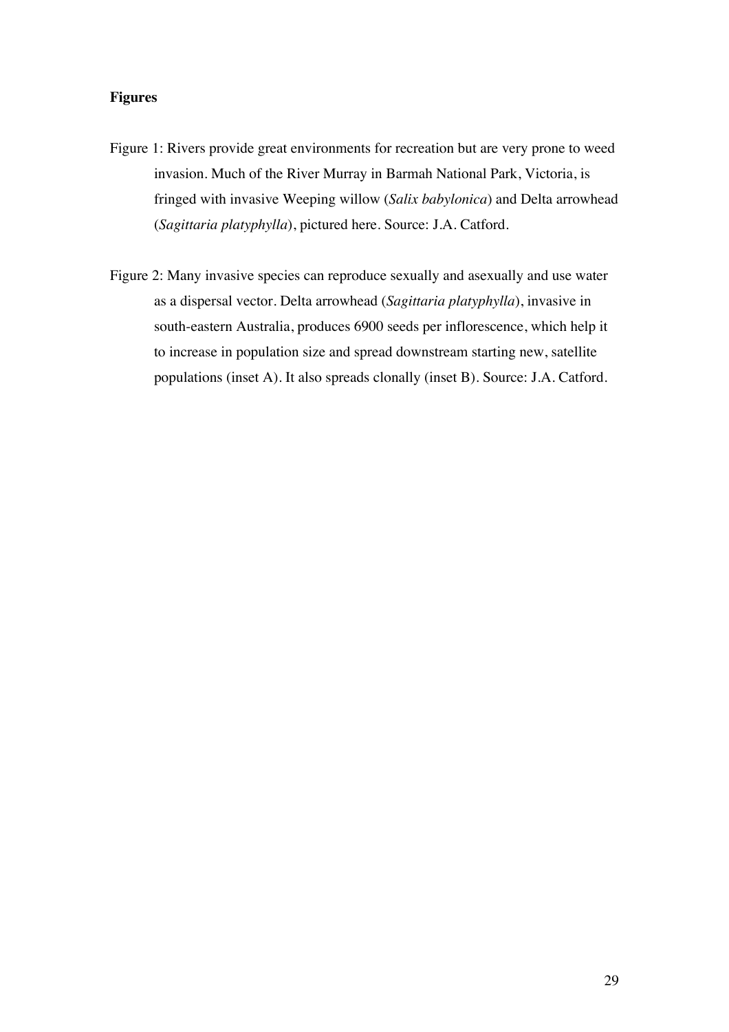**Figures**

Figure 1: Rivers provide great environments for recreation but are very prone to weed invasion. Much of the River Murray in Barmah National Park, Victoria, is fringed with invasive Weeping willow (*Salix babylonica*) and Delta arrowhead (*Sagittaria platyphylla*), pictured here. Source: J.A. Catford.

Figure 2: Many invasive species can reproduce sexually and asexually and use water as a dispersal vector. Delta arrowhead (*Sagittaria platyphylla*), invasive in south-eastern Australia, produces 6900 seeds per inflorescence, which help it to increase in population size and spread downstream starting new, satellite populations (inset A). It also spreads clonally (inset B). Source: J.A. Catford.